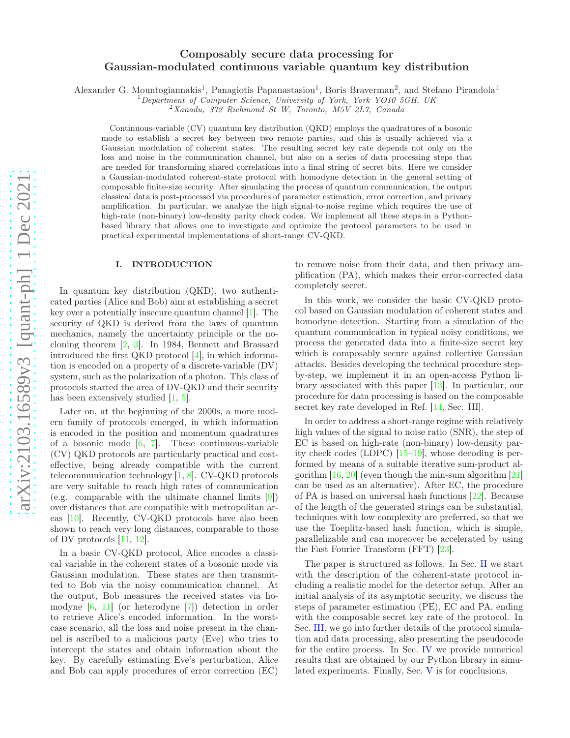# Composably secure data processing for Gaussian-modulated continuous variable quantum key distribution

Alexander G. Mountogiannakis[1], Panagiotis Papanastasiou[1], Boris Braverman[2], and Stefano Pirandola[1]

[1] *Department of Computer Science, University of York, York YO10 5GH, UK*
[2] *Xanadu, 372 Richmond St W, Toronto, M5V 2L7, Canada*

Continuous-variable (CV) quantum key distribution (QKD) employs the quadratures of a bosonic mode to establish a secret key between two remote parties, and this is usually achieved via a Gaussian modulation of coherent states. The resulting secret key rate depends not only on the loss and noise in the communication channel, but also on a series of data processing steps that are needed for transforming shared correlations into a final string of secret bits. Here we consider a Gaussian-modulated coherent-state protocol with homodyne detection in the general setting of composable finite-size security. After simulating the process of quantum communication, the output classical data is post-processed via procedures of parameter estimation, error correction, and privacy amplification. In particular, we analyze the high signal-to-noise regime which requires the use of high-rate (non-binary) low-density parity check codes. We implement all these steps in a Python-based library that allows one to investigate and optimize the protocol parameters to be used in practical experimental implementations of short-range CV-QKD.

## I. INTRODUCTION

In quantum key distribution (QKD), two authenticated parties (Alice and Bob) aim at establishing a secret key over a potentially insecure quantum channel [1]. The security of QKD is derived from the laws of quantum mechanics, namely the uncertainty principle or the no-cloning theorem [2, 3]. In 1984, Bennett and Brassard introduced the first QKD protocol [4], in which information is encoded on a property of a discrete-variable (DV) system, such as the polarization of a photon. This class of protocols started the area of DV-QKD and their security has been extensively studied [1, 5].

Later on, at the beginning of the 2000s, a more modern family of protocols emerged, in which information is encoded in the position and momentum quadratures of a bosonic mode [6, 7]. These continuous-variable (CV) QKD protocols are particularly practical and cost-effective, being already compatible with the current telecommunication technology [1, 8]. CV-QKD protocols are very suitable to reach high rates of communication (e.g. comparable with the ultimate channel limits [9]) over distances that are compatible with metropolitan areas [10]. Recently, CV-QKD protocols have also been shown to reach very long distances, comparable to those of DV protocols [11, 12].

In a basic CV-QKD protocol, Alice encodes a classical variable in the coherent states of a bosonic mode via Gaussian modulation. These states are then transmitted to Bob via the noisy communication channel. At the output, Bob measures the received states via homodyne [6, 11] (or heterodyne [7]) detection in order to retrieve Alice's encoded information. In the worst-case scenario, all the loss and noise present in the channel is ascribed to a malicious party (Eve) who tries to intercept the states and obtain information about the key. By carefully estimating Eve's perturbation, Alice and Bob can apply procedures of error correction (EC) to remove noise from their data, and then privacy amplification (PA), which makes their error-corrected data completely secret.

In this work, we consider the basic CV-QKD protocol based on Gaussian modulation of coherent states and homodyne detection. Starting from a simulation of the quantum communication in typical noisy conditions, we process the generated data into a finite-size secret key which is composably secure against collective Gaussian attacks. Besides developing the technical procedure step-by-step, we implement it in an open-access Python library associated with this paper [13]. In particular, our procedure for data processing is based on the composable secret key rate developed in Ref. [14, Sec. III].

In order to address a short-range regime with relatively high values of the signal to noise ratio (SNR), the step of EC is based on high-rate (non-binary) low-density parity check codes (LDPC) [15–19], whose decoding is performed by means of a suitable iterative sum-product algorithm [16, 20] (even though the min-sum algorithm [21] can be used as an alternative). After EC, the procedure of PA is based on universal hash functions [22]. Because of the length of the generated strings can be substantial, techniques with low complexity are preferred, so that we use the Toeplitz-based hash function, which is simple, parallelizable and can moreover be accelerated by using the Fast Fourier Transform (FFT) [23].

The paper is structured as follows. In Sec. II we start with the description of the coherent-state protocol including a realistic model for the detector setup. After an initial analysis of its asymptotic security, we discuss the steps of parameter estimation (PE), EC and PA, ending with the composable secret key rate of the protocol. In Sec. III, we go into further details of the protocol simulation and data processing, also presenting the pseudocode for the entire process. In Sec. IV we provide numerical results that are obtained by our Python library in simulated experiments. Finally, Sec. V is for conclusions.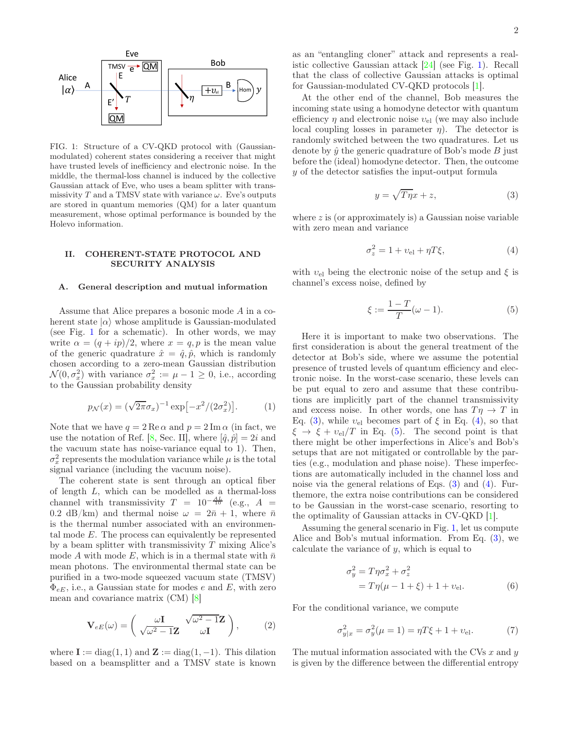FIG. 1: Structure of a CV-QKD protocol with (Gaussian-modulated) coherent states considering a receiver that might have trusted levels of inefficiency and electronic noise. In the middle, the thermal-loss channel is induced by the collective Gaussian attack of Eve, who uses a beam splitter with transmissivity $T$ and a TMSV state with variance $\omega$. Eve's outputs are stored in quantum memories (QM) for a later quantum measurement, whose optimal performance is bounded by the Holevo information.

## II. COHERENT-STATE PROTOCOL AND SECURITY ANALYSIS

### A. General description and mutual information

Assume that Alice prepares a bosonic mode $A$ in a coherent state $|\alpha\rangle$ whose amplitude is Gaussian-modulated (see Fig. 1 for a schematic). In other words, we may write $\alpha = (q + ip)/2$, where $x = q, p$ is the mean value of the generic quadrature $\hat{x} = \hat{q}, \hat{p}$, which is randomly chosen according to a zero-mean Gaussian distribution $\mathcal{N}(0, \sigma_x^2)$ with variance $\sigma_x^2 := \mu - 1 \geq 0$, i.e., according to the Gaussian probability density

$$p_{\mathcal{N}}(x) = (\sqrt{2\pi}\sigma_x)^{-1} \exp\left[-x^2/(2\sigma_x^2)\right]. \tag{1}$$

Note that we have $q = 2\,\mathrm{Re}\,\alpha$ and $p = 2\,\mathrm{Im}\,\alpha$ (in fact, we use the notation of Ref. [8, Sec. II], where $[\hat{q}, \hat{p}] = 2i$ and the vacuum state has noise-variance equal to 1). Then, $\sigma_x^2$ represents the modulation variance while $\mu$ is the total signal variance (including the vacuum noise).

The coherent state is sent through an optical fiber of length $L$, which can be modelled as a thermal-loss channel with transmissivity $T = 10^{-\frac{AL}{10}}$ (e.g., $A = 0.2$ dB/km) and thermal noise $\omega = 2\bar{n} + 1$, where $\bar{n}$ is the thermal number associated with an environmental mode $E$. The process can equivalently be represented by a beam splitter with transmissivity $T$ mixing Alice's mode $A$ with mode $E$, which is in a thermal state with $\bar{n}$ mean photons. The environmental thermal state can be purified in a two-mode squeezed vacuum state (TMSV) $\Phi_{eE}$, i.e., a Gaussian state for modes $e$ and $E$, with zero mean and covariance matrix (CM) [8]

$$\mathbf{V}_{eE}(\omega) = \begin{pmatrix} \omega\mathbf{I} & \sqrt{\omega^2 - 1}\mathbf{Z} \\ \sqrt{\omega^2 - 1}\mathbf{Z} & \omega\mathbf{I} \end{pmatrix}, \tag{2}$$

where $\mathbf{I} := \mathrm{diag}(1, 1)$ and $\mathbf{Z} := \mathrm{diag}(1, -1)$. This dilation based on a beamsplitter and a TMSV state is known as an "entangling cloner" attack and represents a realistic collective Gaussian attack [24] (see Fig. 1). Recall that the class of collective Gaussian attacks is optimal for Gaussian-modulated CV-QKD protocols [1].

At the other end of the channel, Bob measures the incoming state using a homodyne detector with quantum efficiency $\eta$ and electronic noise $\upsilon_{\mathrm{el}}$ (we may also include local coupling losses in parameter $\eta$). The detector is randomly switched between the two quadratures. Let us denote by $\hat{y}$ the generic quadrature of Bob's mode $B$ just before the (ideal) homodyne detector. Then, the outcome $y$ of the detector satisfies the input-output formula

$$y = \sqrt{T\eta}x + z, \tag{3}$$

where $z$ is (or approximately is) a Gaussian noise variable with zero mean and variance

$$\sigma_z^2 = 1 + \upsilon_{\mathrm{el}} + \eta T \xi, \tag{4}$$

with $\upsilon_{\mathrm{el}}$ being the electronic noise of the setup and $\xi$ is channel's excess noise, defined by

$$\xi := \frac{1 - T}{T}(\omega - 1). \tag{5}$$

Here it is important to make two observations. The first consideration is about the general treatment of the detector at Bob's side, where we assume the potential presence of trusted levels of quantum efficiency and electronic noise. In the worst-case scenario, these levels can be put equal to zero and assume that these contributions are implicitly part of the channel transmissivity and excess noise. In other words, one has $T\eta \to T$ in Eq. (3), while $\upsilon_{\mathrm{el}}$ becomes part of $\xi$ in Eq. (4), so that $\xi \to \xi + \upsilon_{\mathrm{el}}/T$ in Eq. (5). The second point is that there might be other imperfections in Alice's and Bob's setups that are not mitigated or controllable by the parties (e.g., modulation and phase noise). These imperfections are automatically included in the channel loss and noise via the general relations of Eqs. (3) and (4). Furthermore, the extra noise contributions can be considered to be Gaussian in the worst-case scenario, resorting to the optimality of Gaussian attacks in CV-QKD [1].

Assuming the general scenario in Fig. 1, let us compute Alice and Bob's mutual information. From Eq. (3), we calculate the variance of $y$, which is equal to

$$\begin{aligned} \sigma_y^2 &= T\eta\sigma_x^2 + \sigma_z^2 \\ &= T\eta(\mu - 1 + \xi) + 1 + \upsilon_{\mathrm{el}}. \end{aligned} \tag{6}$$

For the conditional variance, we compute

$$\sigma_{y|x}^2 = \sigma_y^2(\mu = 1) = \eta T \xi + 1 + \upsilon_{\mathrm{el}}. \tag{7}$$

The mutual information associated with the CVs $x$ and $y$ is given by the difference between the differential entropy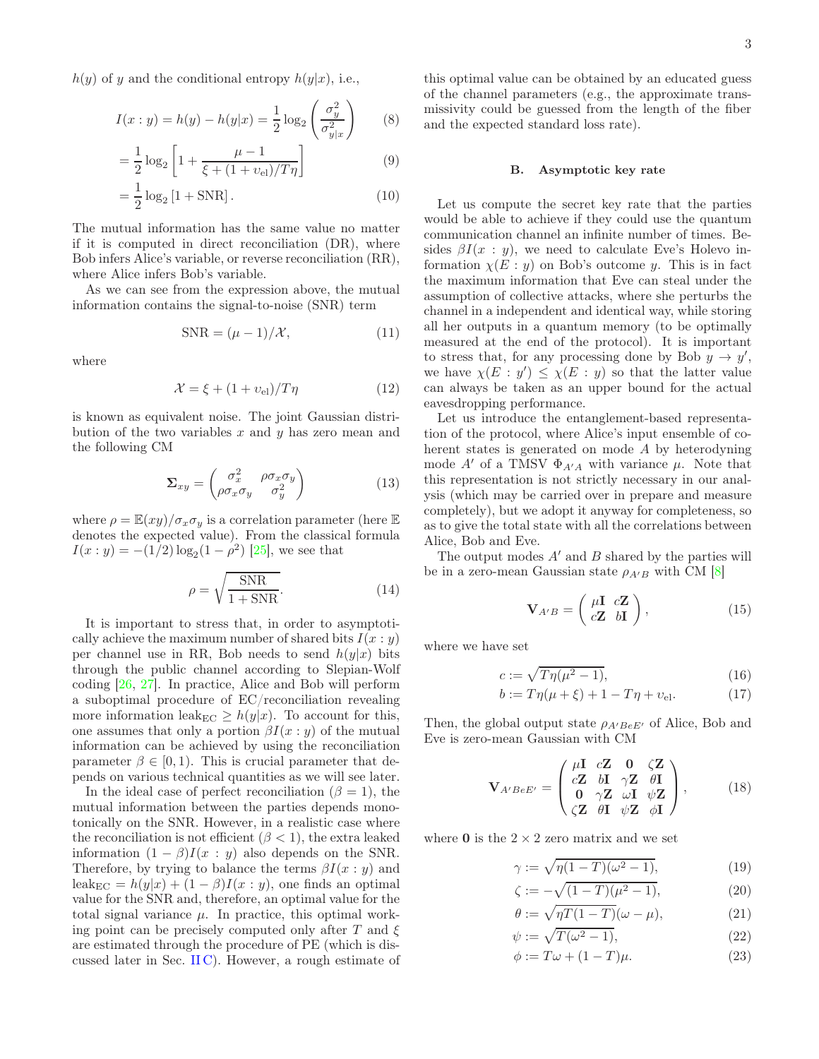$h(y)$ of $y$ and the conditional entropy $h(y|x)$, i.e.,

$$I(x:y) = h(y) - h(y|x) = \frac{1}{2}\log_2\left(\frac{\sigma_y^2}{\sigma_{y|x}^2}\right) \tag{8}$$

$$= \frac{1}{2}\log_2\left[1 + \frac{\mu - 1}{\xi + (1+\upsilon_{\mathrm{el}})/T\eta}\right] \tag{9}$$

$$= \frac{1}{2}\log_2\left[1 + \mathrm{SNR}\right]. \tag{10}$$

The mutual information has the same value no matter if it is computed in direct reconciliation (DR), where Bob infers Alice's variable, or reverse reconciliation (RR), where Alice infers Bob's variable.

As we can see from the expression above, the mutual information contains the signal-to-noise (SNR) term

$$\mathrm{SNR} = (\mu - 1)/\mathcal{X}, \tag{11}$$

where

$$\mathcal{X} = \xi + (1+\upsilon_{\mathrm{el}})/T\eta \tag{12}$$

is known as equivalent noise. The joint Gaussian distribution of the two variables $x$ and $y$ has zero mean and the following CM

$$\mathbf{\Sigma}_{xy} = \begin{pmatrix} \sigma_x^2 & \rho\sigma_x\sigma_y \\ \rho\sigma_x\sigma_y & \sigma_y^2 \end{pmatrix} \tag{13}$$

where $\rho = \mathbb{E}(xy)/\sigma_x\sigma_y$ is a correlation parameter (here $\mathbb{E}$ denotes the expected value). From the classical formula $I(x:y) = -(1/2)\log_2(1-\rho^2)$ [25], we see that

$$\rho = \sqrt{\frac{\mathrm{SNR}}{1+\mathrm{SNR}}}. \tag{14}$$

It is important to stress that, in order to asymptotically achieve the maximum number of shared bits $I(x:y)$ per channel use in RR, Bob needs to send $h(y|x)$ bits through the public channel according to Slepian-Wolf coding [26, 27]. In practice, Alice and Bob will perform a suboptimal procedure of EC/reconciliation revealing more information $\mathrm{leak}_{\mathrm{EC}} \geq h(y|x)$. To account for this, one assumes that only a portion $\beta I(x:y)$ of the mutual information can be achieved by using the reconciliation parameter $\beta \in [0,1)$. This is crucial parameter that depends on various technical quantities as we will see later.

In the ideal case of perfect reconciliation ($\beta = 1$), the mutual information between the parties depends monotonically on the SNR. However, in a realistic case where the reconciliation is not efficient ($\beta < 1$), the extra leaked information $(1-\beta)I(x:y)$ also depends on the SNR. Therefore, by trying to balance the terms $\beta I(x:y)$ and $\mathrm{leak}_{\mathrm{EC}} = h(y|x) + (1-\beta)I(x:y)$, one finds an optimal value for the SNR and, therefore, an optimal value for the total signal variance $\mu$. In practice, this optimal working point can be precisely computed only after $T$ and $\xi$ are estimated through the procedure of PE (which is discussed later in Sec. II C). However, a rough estimate of this optimal value can be obtained by an educated guess of the channel parameters (e.g., the approximate transmissivity could be guessed from the length of the fiber and the expected standard loss rate).

### B. Asymptotic key rate

Let us compute the secret key rate that the parties would be able to achieve if they could use the quantum communication channel an infinite number of times. Besides $\beta I(x:y)$, we need to calculate Eve's Holevo information $\chi(E:y)$ on Bob's outcome $y$. This is in fact the maximum information that Eve can steal under the assumption of collective attacks, where she perturbs the channel in a independent and identical way, while storing all her outputs in a quantum memory (to be optimally measured at the end of the protocol). It is important to stress that, for any processing done by Bob $y \to y'$, we have $\chi(E:y') \leq \chi(E:y)$ so that the latter value can always be taken as an upper bound for the actual eavesdropping performance.

Let us introduce the entanglement-based representation of the protocol, where Alice's input ensemble of coherent states is generated on mode $A$ by heterodyning mode $A'$ of a TMSV $\Phi_{A'A}$ with variance $\mu$. Note that this representation is not strictly necessary in our analysis (which may be carried over in prepare and measure completely), but we adopt it anyway for completeness, so as to give the total state with all the correlations between Alice, Bob and Eve.

The output modes $A'$ and $B$ shared by the parties will be in a zero-mean Gaussian state $\rho_{A'B}$ with CM [8]

$$\mathbf{V}_{A'B} = \begin{pmatrix} \mu\mathbf{I} & c\mathbf{Z} \\ c\mathbf{Z} & b\mathbf{I} \end{pmatrix}, \tag{15}$$

where we have set

$$c := \sqrt{T\eta(\mu^2 - 1)}, \tag{16}$$

$$b := T\eta(\mu + \xi) + 1 - T\eta + \upsilon_{\mathrm{el}}. \tag{17}$$

Then, the global output state $\rho_{A'BeE'}$ of Alice, Bob and Eve is zero-mean Gaussian with CM

$$\mathbf{V}_{A'BeE'} = \begin{pmatrix} \mu\mathbf{I} & c\mathbf{Z} & \mathbf{0} & \zeta\mathbf{Z} \\ c\mathbf{Z} & b\mathbf{I} & \gamma\mathbf{Z} & \theta\mathbf{I} \\ \mathbf{0} & \gamma\mathbf{Z} & \omega\mathbf{I} & \psi\mathbf{Z} \\ \zeta\mathbf{Z} & \theta\mathbf{I} & \psi\mathbf{Z} & \phi\mathbf{I} \end{pmatrix}, \tag{18}$$

where $\mathbf{0}$ is the $2\times 2$ zero matrix and we set

$$\gamma := \sqrt{\eta(1-T)(\omega^2 - 1)}, \tag{19}$$

$$\zeta := -\sqrt{(1-T)(\mu^2 - 1)}, \tag{20}$$

$$\theta := \sqrt{\eta T(1-T)}(\omega - \mu), \tag{21}$$

$$\psi := \sqrt{T(\omega^2 - 1)}, \tag{22}$$

$$\phi := T\omega + (1-T)\mu. \tag{23}$$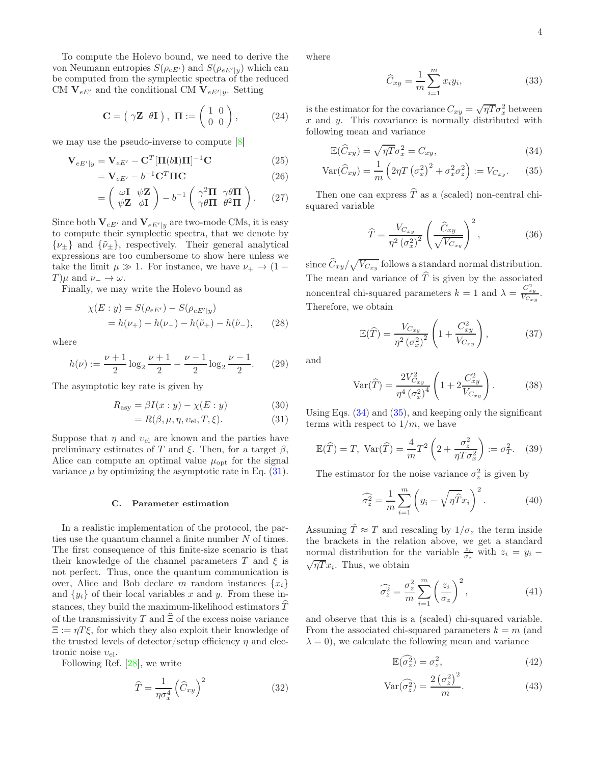To compute the Holevo bound, we need to derive the von Neumann entropies $S(\rho_{eE'})$ and $S(\rho_{eE'|y})$ which can be computed from the symplectic spectra of the reduced CM $\mathbf{V}_{eE'}$ and the conditional CM $\mathbf{V}_{eE'|y}$. Setting

$$\mathbf{C} = \left( \gamma\mathbf{Z} \;\; \theta\mathbf{I} \right), \; \mathbf{\Pi} := \begin{pmatrix} 1 & 0 \\ 0 & 0 \end{pmatrix}, \tag{24}$$

we may use the pseudo-inverse to compute [8]

$$\mathbf{V}_{eE'|y} = \mathbf{V}_{eE'} - \mathbf{C}^T[\mathbf{\Pi}(b\mathbf{I})\mathbf{\Pi}]^{-1}\mathbf{C} \tag{25}$$

$$= \mathbf{V}_{eE'} - b^{-1}\mathbf{C}^T\mathbf{\Pi}\mathbf{C} \tag{26}$$

$$= \begin{pmatrix} \omega\mathbf{I} & \psi\mathbf{Z} \\ \psi\mathbf{Z} & \phi\mathbf{I} \end{pmatrix} - b^{-1} \begin{pmatrix} \gamma^2\mathbf{\Pi} & \gamma\theta\mathbf{\Pi} \\ \gamma\theta\mathbf{\Pi} & \theta^2\mathbf{\Pi} \end{pmatrix}. \tag{27}$$

Since both $\mathbf{V}_{eE'}$ and $\mathbf{V}_{eE'|y}$ are two-mode CMs, it is easy to compute their symplectic spectra, that we denote by $\{\nu_\pm\}$ and $\{\tilde{\nu}_\pm\}$, respectively. Their general analytical expressions are too cumbersome to show here unless we take the limit $\mu \gg 1$. For instance, we have $\nu_+ \to (1-T)\mu$ and $\nu_- \to \omega$.

Finally, we may write the Holevo bound as

$$\chi(E:y) = S(\rho_{eE'}) - S(\rho_{eE'|y})$$

$$= h(\nu_+) + h(\nu_-) - h(\tilde{\nu}_+) - h(\tilde{\nu}_-), \tag{28}$$

where

$$h(\nu) := \frac{\nu+1}{2}\log_2\frac{\nu+1}{2} - \frac{\nu-1}{2}\log_2\frac{\nu-1}{2}. \tag{29}$$

The asymptotic key rate is given by

$$R_{\text{asy}} = \beta I(x:y) - \chi(E:y) \tag{30}$$

$$= R(\beta, \mu, \eta, \upsilon_{\text{el}}, T, \xi). \tag{31}$$

Suppose that $\eta$ and $\upsilon_{\text{el}}$ are known and the parties have preliminary estimates of $T$ and $\xi$. Then, for a target $\beta$, Alice can compute an optimal value $\mu_{\text{opt}}$ for the signal variance $\mu$ by optimizing the asymptotic rate in Eq. (31).

### C. Parameter estimation

In a realistic implementation of the protocol, the parties use the quantum channel a finite number $N$ of times. The first consequence of this finite-size scenario is that their knowledge of the channel parameters $T$ and $\xi$ is not perfect. Thus, once the quantum communication is over, Alice and Bob declare $m$ random instances $\{x_i\}$ and $\{y_i\}$ of their local variables $x$ and $y$. From these instances, they build the maximum-likelihood estimators $\widehat{T}$ of the transmissivity $T$ and $\widehat{\Xi}$ of the excess noise variance $\Xi := \eta T\xi$, for which they also exploit their knowledge of the trusted levels of detector/setup efficiency $\eta$ and electronic noise $\upsilon_{\text{el}}$.

Following Ref. [28], we write

$$\widehat{T} = \frac{1}{\eta\sigma_x^4}\left(\widehat{C}_{xy}\right)^2 \tag{32}$$

where

$$\widehat{C}_{xy} = \frac{1}{m}\sum_{i=1}^{m} x_i y_i, \tag{33}$$

is the estimator for the covariance $C_{xy} = \sqrt{\eta T}\sigma_x^2$ between $x$ and $y$. This covariance is normally distributed with following mean and variance

$$\mathbb{E}(\widehat{C}_{xy}) = \sqrt{\eta T}\sigma_x^2 = C_{xy}, \tag{34}$$

$$\text{Var}(\widehat{C}_{xy}) = \frac{1}{m}\left(2\eta T\left(\sigma_x^2\right)^2 + \sigma_x^2\sigma_z^2\right) := V_{C_{xy}}. \tag{35}$$

Then one can express $\widehat{T}$ as a (scaled) non-central chi-squared variable

$$\widehat{T} = \frac{V_{C_{xy}}}{\eta^2\left(\sigma_x^2\right)^2}\left(\frac{\widehat{C}_{xy}}{\sqrt{V_{C_{xy}}}}\right)^2, \tag{36}$$

since $\widehat{C}_{xy}/\sqrt{V_{C_{xy}}}$ follows a standard normal distribution. The mean and variance of $\widehat{T}$ is given by the associated noncentral chi-squared parameters $k=1$ and $\lambda = \frac{C_{xy}^2}{V_{C_{xy}}}$. Therefore, we obtain

$$\mathbb{E}(\widehat{T}) = \frac{V_{C_{xy}}}{\eta^2\left(\sigma_x^2\right)^2}\left(1 + \frac{C_{xy}^2}{V_{C_{xy}}}\right), \tag{37}$$

and

$$\text{Var}(\widehat{T}) = \frac{2V_{C_{xy}}^2}{\eta^4\left(\sigma_x^2\right)^4}\left(1 + 2\frac{C_{xy}^2}{V_{C_{xy}}}\right). \tag{38}$$

Using Eqs. (34) and (35), and keeping only the significant terms with respect to $1/m$, we have

$$\mathbb{E}(\widehat{T}) = T, \; \text{Var}(\widehat{T}) = \frac{4}{m}T^2\left(2 + \frac{\sigma_z^2}{\eta T\sigma_x^2}\right) := \sigma_T^2. \tag{39}$$

The estimator for the noise variance $\sigma_z^2$ is given by

$$\widehat{\sigma_z^2} = \frac{1}{m}\sum_{i=1}^{m}\left(y_i - \sqrt{\eta\widehat{T}}x_i\right)^2. \tag{40}$$

Assuming $\hat{T} \approx T$ and rescaling by $1/\sigma_z$ the term inside the brackets in the relation above, we get a standard normal distribution for the variable $\frac{z_i}{\sigma_z}$ with $z_i = y_i - \sqrt{\eta T}x_i$. Thus, we obtain

$$\widehat{\sigma_z^2} = \frac{\sigma_z^2}{m}\sum_{i=1}^{m}\left(\frac{z_i}{\sigma_z}\right)^2, \tag{41}$$

and observe that this is a (scaled) chi-squared variable. From the associated chi-squared parameters $k=m$ (and $\lambda=0$), we calculate the following mean and variance

$$\mathbb{E}(\widehat{\sigma_z^2}) = \sigma_z^2, \tag{42}$$

$$\text{Var}(\widehat{\sigma_z^2}) = \frac{2\left(\sigma_z^2\right)^2}{m}. \tag{43}$$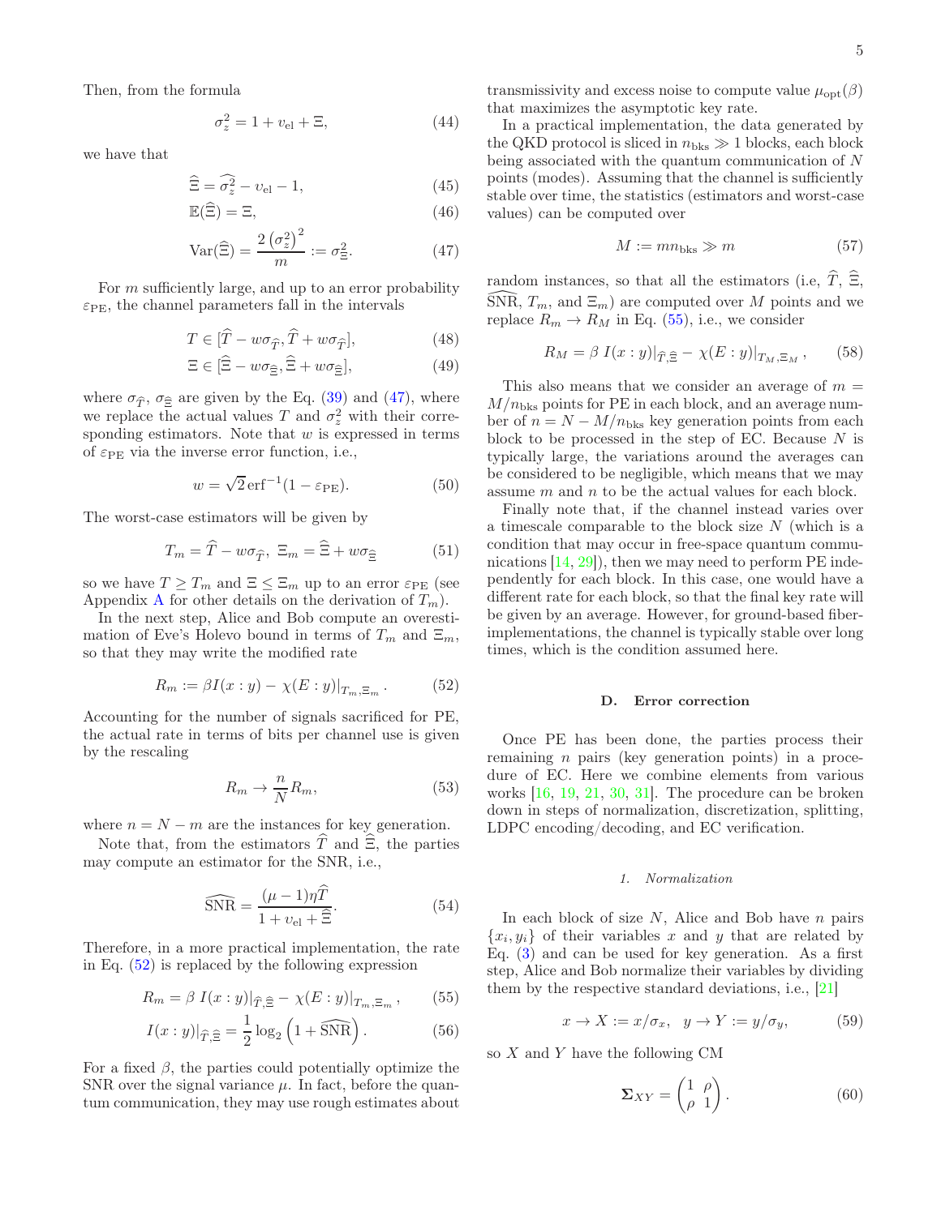Then, from the formula

$$\sigma_z^2 = 1 + v_{\rm el} + \Xi, \tag{44}$$

we have that

$$\widehat{\Xi} = \widehat{\sigma_z^2} - v_{\rm el} - 1, \tag{45}$$

$$\mathbb{E}(\widehat{\Xi}) = \Xi, \tag{46}$$

$$\mathrm{Var}(\widehat{\Xi}) = \frac{2\left(\sigma_z^2\right)^2}{m} := \sigma_{\widehat{\Xi}}^2. \tag{47}$$

For $m$ sufficiently large, and up to an error probability $\varepsilon_{\rm PE}$, the channel parameters fall in the intervals

$$T \in [\widehat{T} - w\sigma_{\widehat{T}}, \widehat{T} + w\sigma_{\widehat{T}}], \tag{48}$$

$$\Xi \in [\widehat{\Xi} - w\sigma_{\widehat{\Xi}}, \widehat{\Xi} + w\sigma_{\widehat{\Xi}}], \tag{49}$$

where $\sigma_{\widehat{T}}$, $\sigma_{\widehat{\Xi}}$ are given by the Eq. (39) and (47), where we replace the actual values $T$ and $\sigma_z^2$ with their corresponding estimators. Note that $w$ is expressed in terms of $\varepsilon_{\rm PE}$ via the inverse error function, i.e.,

$$w = \sqrt{2}\,\mathrm{erf}^{-1}(1 - \varepsilon_{\rm PE}). \tag{50}$$

The worst-case estimators will be given by

$$T_m = \widehat{T} - w\sigma_{\widehat{T}},\ \Xi_m = \widehat{\Xi} + w\sigma_{\widehat{\Xi}} \tag{51}$$

so we have $T \geq T_m$ and $\Xi \leq \Xi_m$ up to an error $\varepsilon_{\rm PE}$ (see Appendix A for other details on the derivation of $T_m$).

In the next step, Alice and Bob compute an overestimation of Eve's Holevo bound in terms of $T_m$ and $\Xi_m$, so that they may write the modified rate

$$R_m := \beta I(x : y) - \chi(E : y)|_{T_m, \Xi_m}. \tag{52}$$

Accounting for the number of signals sacrificed for PE, the actual rate in terms of bits per channel use is given by the rescaling

$$R_m \to \frac{n}{N} R_m, \tag{53}$$

where $n = N - m$ are the instances for key generation.

Note that, from the estimators $\widehat{T}$ and $\widehat{\Xi}$, the parties may compute an estimator for the SNR, i.e.,

$$\widehat{\mathrm{SNR}} = \frac{(\mu - 1)\eta\widehat{T}}{1 + v_{\rm el} + \widehat{\Xi}}. \tag{54}$$

Therefore, in a more practical implementation, the rate in Eq. (52) is replaced by the following expression

$$R_m = \beta\, I(x : y)|_{\widehat{T}, \widehat{\Xi}} - \chi(E : y)|_{T_m, \Xi_m}, \tag{55}$$

$$I(x : y)|_{\widehat{T}, \widehat{\Xi}} = \frac{1}{2}\log_2\left(1 + \widehat{\mathrm{SNR}}\right). \tag{56}$$

For a fixed $\beta$, the parties could potentially optimize the SNR over the signal variance $\mu$. In fact, before the quantum communication, they may use rough estimates about transmissivity and excess noise to compute value $\mu_{\rm opt}(\beta)$ that maximizes the asymptotic key rate.

In a practical implementation, the data generated by the QKD protocol is sliced in $n_{\rm bks} \gg 1$ blocks, each block being associated with the quantum communication of $N$ points (modes). Assuming that the channel is sufficiently stable over time, the statistics (estimators and worst-case values) can be computed over

$$M := m n_{\rm bks} \gg m \tag{57}$$

random instances, so that all the estimators (i.e, $\widehat{T}$, $\widehat{\Xi}$, $\widehat{\mathrm{SNR}}$, $T_m$, and $\Xi_m$) are computed over $M$ points and we replace $R_m \to R_M$ in Eq. (55), i.e., we consider

$$R_M = \beta\, I(x : y)|_{\widehat{T}, \widehat{\Xi}} - \chi(E : y)|_{T_M, \Xi_M}, \tag{58}$$

This also means that we consider an average of $m = M/n_{\rm bks}$ points for PE in each block, and an average number of $n = N - M/n_{\rm bks}$ key generation points from each block to be processed in the step of EC. Because $N$ is typically large, the variations around the averages can be considered to be negligible, which means that we may assume $m$ and $n$ to be the actual values for each block.

Finally note that, if the channel instead varies over a timescale comparable to the block size $N$ (which is a condition that may occur in free-space quantum communications [14, 29]), then we may need to perform PE independently for each block. In this case, one would have a different rate for each block, so that the final key rate will be given by an average. However, for ground-based fiber-implementations, the channel is typically stable over long times, which is the condition assumed here.

## D. Error correction

Once PE has been done, the parties process their remaining $n$ pairs (key generation points) in a procedure of EC. Here we combine elements from various works [16, 19, 21, 30, 31]. The procedure can be broken down in steps of normalization, discretization, splitting, LDPC encoding/decoding, and EC verification.

### 1. Normalization

In each block of size $N$, Alice and Bob have $n$ pairs $\{x_i, y_i\}$ of their variables $x$ and $y$ that are related by Eq. (3) and can be used for key generation. As a first step, Alice and Bob normalize their variables by dividing them by the respective standard deviations, i.e., [21]

$$x \to X := x/\sigma_x, \quad y \to Y := y/\sigma_y, \tag{59}$$

so $X$ and $Y$ have the following CM

$$\mathbf{\Sigma}_{XY} = \begin{pmatrix} 1 & \rho \\ \rho & 1 \end{pmatrix}. \tag{60}$$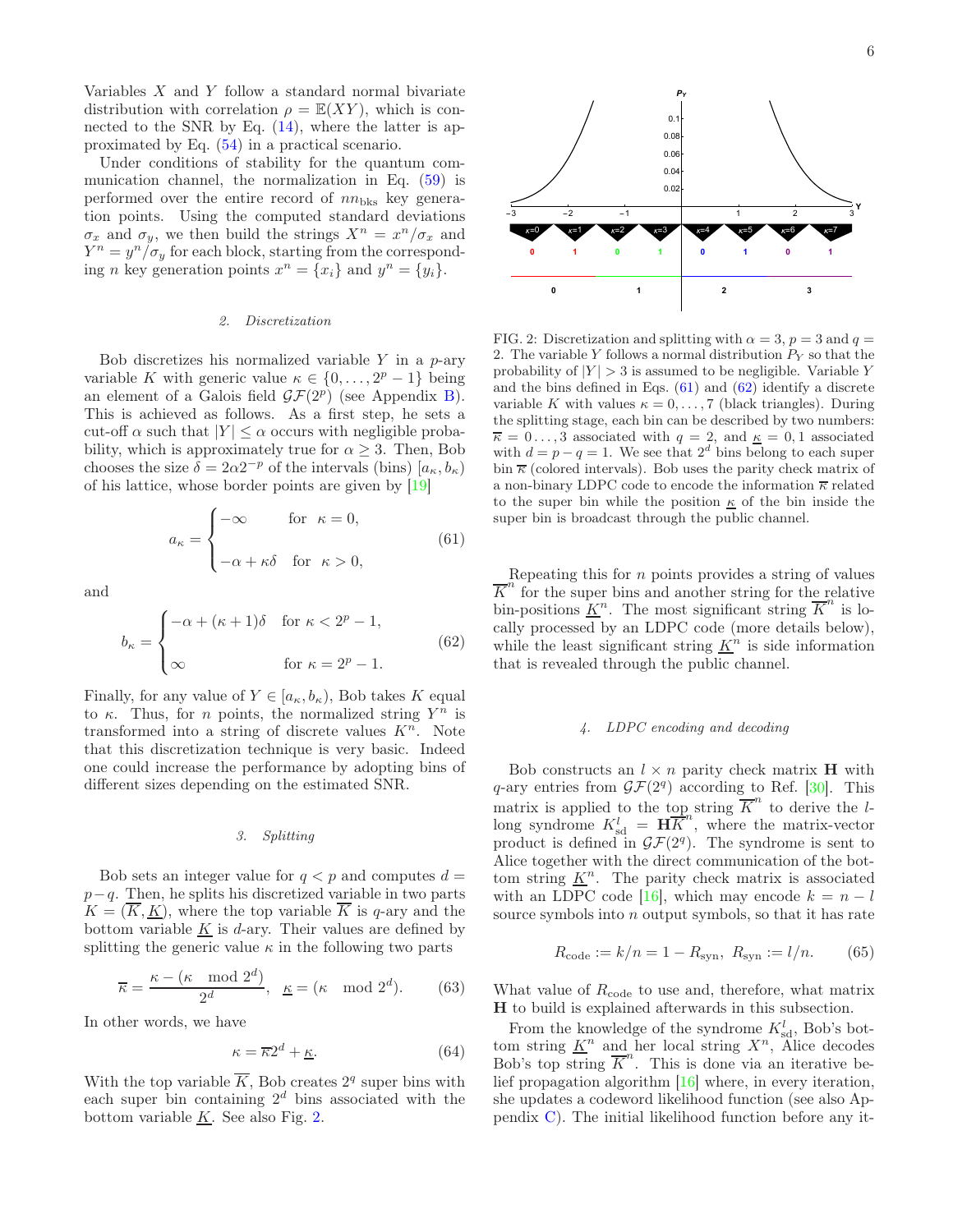Variables $X$ and $Y$ follow a standard normal bivariate distribution with correlation $\rho = \mathbb{E}(XY)$, which is connected to the SNR by Eq. (14), where the latter is approximated by Eq. (54) in a practical scenario.

Under conditions of stability for the quantum communication channel, the normalization in Eq. (59) is performed over the entire record of $nn_{\text{bks}}$ key generation points. Using the computed standard deviations $\sigma_x$ and $\sigma_y$, we then build the strings $X^n = x^n/\sigma_x$ and $Y^n = y^n/\sigma_y$ for each block, starting from the corresponding $n$ key generation points $x^n = \{x_i\}$ and $y^n = \{y_i\}$.

#### 2. Discretization

Bob discretizes his normalized variable $Y$ in a $p$-ary variable $K$ with generic value $\kappa \in \{0, \ldots, 2^p - 1\}$ being an element of a Galois field $\mathcal{GF}(2^p)$ (see Appendix B). This is achieved as follows. As a first step, he sets a cut-off $\alpha$ such that $|Y| \leq \alpha$ occurs with negligible probability, which is approximately true for $\alpha \geq 3$. Then, Bob chooses the size $\delta = 2\alpha 2^{-p}$ of the intervals (bins) $[a_\kappa, b_\kappa)$ of his lattice, whose border points are given by [19]

$$a_\kappa = \begin{cases} -\infty & \text{for } \kappa = 0, \\ -\alpha + \kappa\delta & \text{for } \kappa > 0, \end{cases} \tag{61}$$

and

$$b_\kappa = \begin{cases} -\alpha + (\kappa + 1)\delta & \text{for } \kappa < 2^p - 1, \\ \infty & \text{for } \kappa = 2^p - 1. \end{cases} \tag{62}$$

Finally, for any value of $Y \in [a_\kappa, b_\kappa)$, Bob takes $K$ equal to $\kappa$. Thus, for $n$ points, the normalized string $Y^n$ is transformed into a string of discrete values $K^n$. Note that this discretization technique is very basic. Indeed one could increase the performance by adopting bins of different sizes depending on the estimated SNR.

#### 3. Splitting

Bob sets an integer value for $q < p$ and computes $d = p - q$. Then, he splits his discretized variable in two parts $K = (\overline{K}, \underline{K})$, where the top variable $\overline{K}$ is $q$-ary and the bottom variable $\underline{K}$ is $d$-ary. Their values are defined by splitting the generic value $\kappa$ in the following two parts

$$\overline{\kappa} = \frac{\kappa - (\kappa \mod 2^d)}{2^d}, \quad \underline{\kappa} = (\kappa \mod 2^d). \tag{63}$$

In other words, we have

$$\kappa = \overline{\kappa}2^d + \underline{\kappa}. \tag{64}$$

With the top variable $\overline{K}$, Bob creates $2^q$ super bins with each super bin containing $2^d$ bins associated with the bottom variable $\underline{K}$. See also Fig. 2.

FIG. 2: Discretization and splitting with $\alpha = 3$, $p = 3$ and $q = 2$. The variable $Y$ follows a normal distribution $P_Y$ so that the probability of $|Y| > 3$ is assumed to be negligible. Variable $Y$ and the bins defined in Eqs. (61) and (62) identify a discrete variable $K$ with values $\kappa = 0, \ldots, 7$ (black triangles). During the splitting stage, each bin can be described by two numbers: $\overline{\kappa} = 0 \ldots, 3$ associated with $q = 2$, and $\underline{\kappa} = 0, 1$ associated with $d = p - q = 1$. We see that $2^d$ bins belong to each super bin $\overline{\kappa}$ (colored intervals). Bob uses the parity check matrix of a non-binary LDPC code to encode the information $\overline{\kappa}$ related to the super bin while the position $\underline{\kappa}$ of the bin inside the super bin is broadcast through the public channel.

Repeating this for $n$ points provides a string of values $\overline{K}^n$ for the super bins and another string for the relative bin-positions $\underline{K}^n$. The most significant string $\overline{K}^n$ is locally processed by an LDPC code (more details below), while the least significant string $\underline{K}^n$ is side information that is revealed through the public channel.

#### 4. LDPC encoding and decoding

Bob constructs an $l \times n$ parity check matrix $\mathbf{H}$ with $q$-ary entries from $\mathcal{GF}(2^q)$ according to Ref. [30]. This matrix is applied to the top string $\overline{K}^n$ to derive the $l$-long syndrome $K^l_{\text{sd}} = \mathbf{H}\overline{K}^n$, where the matrix-vector product is defined in $\mathcal{GF}(2^q)$. The syndrome is sent to Alice together with the direct communication of the bottom string $\underline{K}^n$. The parity check matrix is associated with an LDPC code [16], which may encode $k = n - l$ source symbols into $n$ output symbols, so that it has rate

$$R_{\text{code}} := k/n = 1 - R_{\text{syn}}, \; R_{\text{syn}} := l/n. \tag{65}$$

What value of $R_{\text{code}}$ to use and, therefore, what matrix $\mathbf{H}$ to build is explained afterwards in this subsection.

From the knowledge of the syndrome $K^l_{\text{sd}}$, Bob's bottom string $\underline{K}^n$ and her local string $X^n$, Alice decodes Bob's top string $\overline{K}^n$. This is done via an iterative belief propagation algorithm [16] where, in every iteration, she updates a codeword likelihood function (see also Appendix C). The initial likelihood function before any it-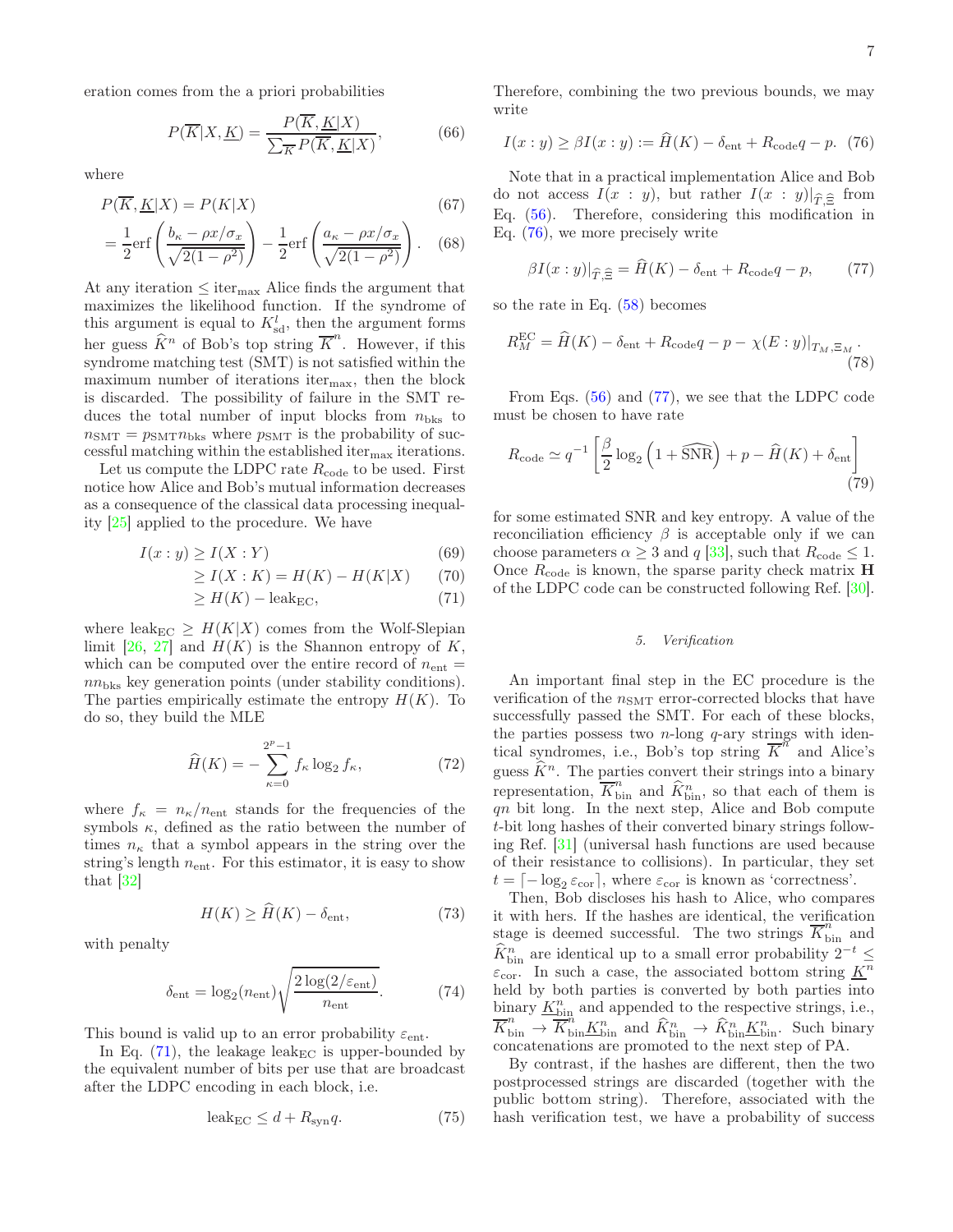eration comes from the a priori probabilities

$$P(\overline{K}|X,\underline{K}) = \frac{P(\overline{K},\underline{K}|X)}{\sum_{\overline{K}} P(\overline{K},\underline{K}|X)}, \tag{66}$$

where

$$P(\overline{K},\underline{K}|X) = P(K|X) \tag{67}$$

$$= \frac{1}{2}\mathrm{erf}\left(\frac{b_\kappa - \rho x/\sigma_x}{\sqrt{2(1-\rho^2)}}\right) - \frac{1}{2}\mathrm{erf}\left(\frac{a_\kappa - \rho x/\sigma_x}{\sqrt{2(1-\rho^2)}}\right). \tag{68}$$

At any iteration $\leq \mathrm{iter}_{\max}$ Alice finds the argument that maximizes the likelihood function. If the syndrome of this argument is equal to $K^l_{\mathrm{sd}}$, then the argument forms her guess $\widehat{K}^n$ of Bob's top string $\overline{K}^n$. However, if this syndrome matching test (SMT) is not satisfied within the maximum number of iterations $\mathrm{iter}_{\max}$, then the block is discarded. The possibility of failure in the SMT reduces the total number of input blocks from $n_{\mathrm{bks}}$ to $n_{\mathrm{SMT}} = p_{\mathrm{SMT}} n_{\mathrm{bks}}$ where $p_{\mathrm{SMT}}$ is the probability of successful matching within the established $\mathrm{iter}_{\max}$ iterations.

Let us compute the LDPC rate $R_{\mathrm{code}}$ to be used. First notice how Alice and Bob's mutual information decreases as a consequence of the classical data processing inequality [25] applied to the procedure. We have

$$I(x:y) \geq I(X:Y) \tag{69}$$

$$\geq I(X:K) = H(K) - H(K|X) \tag{70}$$

$$\geq H(K) - \mathrm{leak}_{\mathrm{EC}}, \tag{71}$$

where $\mathrm{leak}_{\mathrm{EC}} \geq H(K|X)$ comes from the Wolf-Slepian limit [26, 27] and $H(K)$ is the Shannon entropy of $K$, which can be computed over the entire record of $n_{\mathrm{ent}} = n n_{\mathrm{bks}}$ key generation points (under stability conditions). The parties empirically estimate the entropy $H(K)$. To do so, they build the MLE

$$\widehat{H}(K) = -\sum_{\kappa=0}^{2^p-1} f_\kappa \log_2 f_\kappa, \tag{72}$$

where $f_\kappa = n_\kappa/n_{\mathrm{ent}}$ stands for the frequencies of the symbols $\kappa$, defined as the ratio between the number of times $n_\kappa$ that a symbol appears in the string over the string's length $n_{\mathrm{ent}}$. For this estimator, it is easy to show that [32]

$$H(K) \geq \widehat{H}(K) - \delta_{\mathrm{ent}}, \tag{73}$$

with penalty

$$\delta_{\mathrm{ent}} = \log_2(n_{\mathrm{ent}})\sqrt{\frac{2\log(2/\varepsilon_{\mathrm{ent}})}{n_{\mathrm{ent}}}}. \tag{74}$$

This bound is valid up to an error probability $\varepsilon_{\mathrm{ent}}$.

In Eq. (71), the leakage $\mathrm{leak}_{\mathrm{EC}}$ is upper-bounded by the equivalent number of bits per use that are broadcast after the LDPC encoding in each block, i.e.

$$\mathrm{leak}_{\mathrm{EC}} \leq d + R_{\mathrm{syn}} q. \tag{75}$$

Therefore, combining the two previous bounds, we may write

$$I(x:y) \geq \beta I(x:y) := \widehat{H}(K) - \delta_{\mathrm{ent}} + R_{\mathrm{code}} q - p. \tag{76}$$

Note that in a practical implementation Alice and Bob do not access $I(x:y)$, but rather $I(x:y)|_{\widehat{T},\widehat{\Xi}}$ from Eq. (56). Therefore, considering this modification in Eq. (76), we more precisely write

$$\beta I(x:y)|_{\widehat{T},\widehat{\Xi}} = \widehat{H}(K) - \delta_{\mathrm{ent}} + R_{\mathrm{code}} q - p, \tag{77}$$

so the rate in Eq. (58) becomes

$$R^{\mathrm{EC}}_M = \widehat{H}(K) - \delta_{\mathrm{ent}} + R_{\mathrm{code}} q - p - \chi(E:y)|_{T_M,\Xi_M}. \tag{78}$$

From Eqs. (56) and (77), we see that the LDPC code must be chosen to have rate

$$R_{\mathrm{code}} \simeq q^{-1}\left[\frac{\beta}{2}\log_2\left(1+\widehat{\mathrm{SNR}}\right) + p - \widehat{H}(K) + \delta_{\mathrm{ent}}\right] \tag{79}$$

for some estimated SNR and key entropy. A value of the reconciliation efficiency $\beta$ is acceptable only if we can choose parameters $\alpha \geq 3$ and $q$ [33], such that $R_{\mathrm{code}} \leq 1$. Once $R_{\mathrm{code}}$ is known, the sparse parity check matrix $\mathbf{H}$ of the LDPC code can be constructed following Ref. [30].

#### 5. Verification

An important final step in the EC procedure is the verification of the $n_{\mathrm{SMT}}$ error-corrected blocks that have successfully passed the SMT. For each of these blocks, the parties possess two $n$-long $q$-ary strings with identical syndromes, i.e., Bob's top string $\overline{K}^n$ and Alice's guess $\widehat{K}^n$. The parties convert their strings into a binary representation, $\overline{K}^n_{\mathrm{bin}}$ and $\widehat{K}^n_{\mathrm{bin}}$, so that each of them is $qn$ bit long. In the next step, Alice and Bob compute $t$-bit long hashes of their converted binary strings following Ref. [31] (universal hash functions are used because of their resistance to collisions). In particular, they set $t = \lceil -\log_2 \varepsilon_{\mathrm{cor}} \rceil$, where $\varepsilon_{\mathrm{cor}}$ is known as 'correctness'.

Then, Bob discloses his hash to Alice, who compares it with hers. If the hashes are identical, the verification stage is deemed successful. The two strings $\overline{K}^n_{\mathrm{bin}}$ and $\widehat{K}^n_{\mathrm{bin}}$ are identical up to a small error probability $2^{-t} \leq \varepsilon_{\mathrm{cor}}$. In such a case, the associated bottom string $\underline{K}^n$ held by both parties is converted by both parties into binary $\underline{K}^n_{\mathrm{bin}}$ and appended to the respective strings, i.e., $\overline{K}^n_{\mathrm{bin}} \to \overline{K}^n_{\mathrm{bin}}\underline{K}^n_{\mathrm{bin}}$ and $\widehat{K}^n_{\mathrm{bin}} \to \widehat{K}^n_{\mathrm{bin}}\underline{K}^n_{\mathrm{bin}}$. Such binary concatenations are promoted to the next step of PA.

By contrast, if the hashes are different, then the two postprocessed strings are discarded (together with the public bottom string). Therefore, associated with the hash verification test, we have a probability of success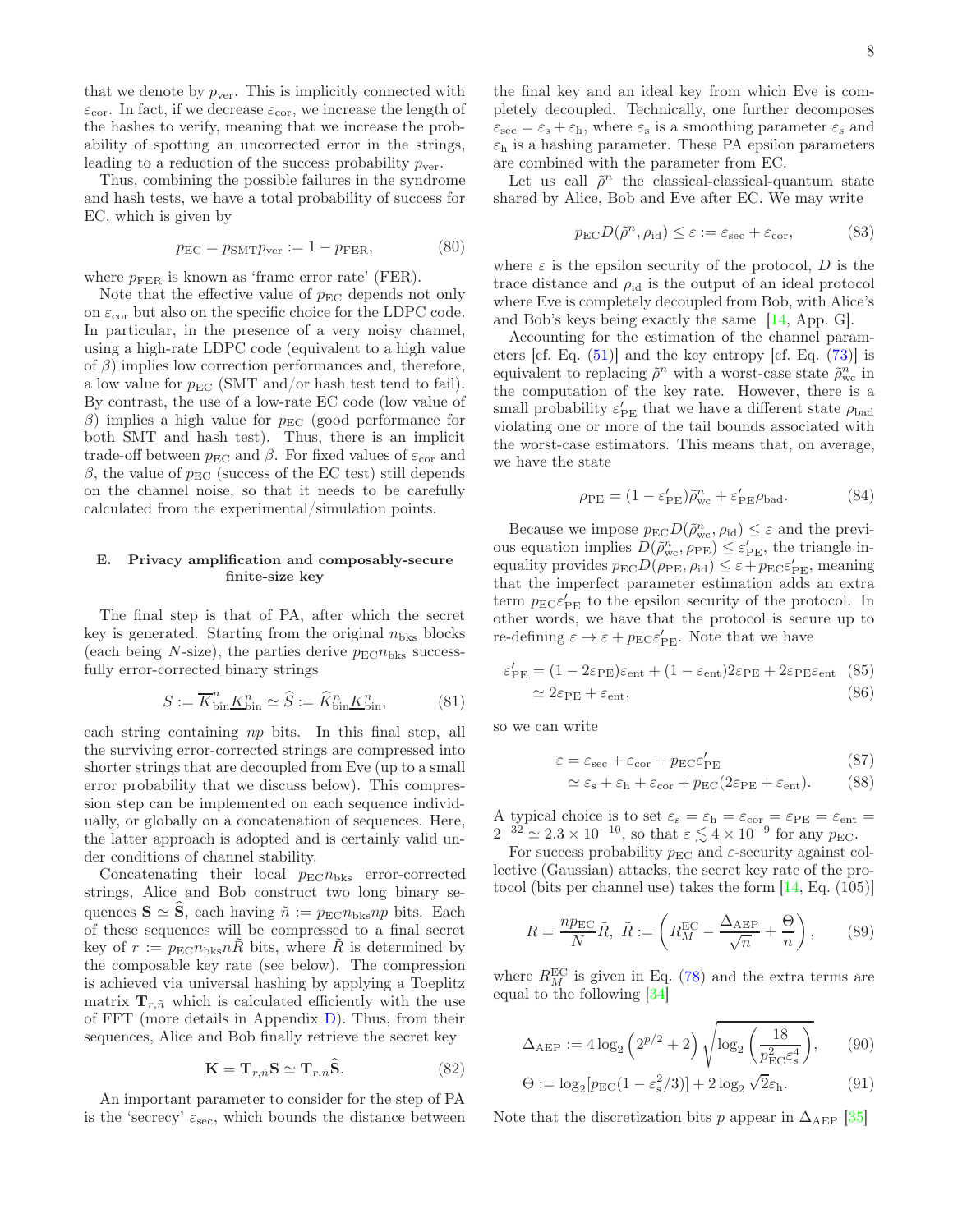that we denote by $p_{\rm ver}$. This is implicitly connected with $\varepsilon_{\rm cor}$. In fact, if we decrease $\varepsilon_{\rm cor}$, we increase the length of the hashes to verify, meaning that we increase the probability of spotting an uncorrected error in the strings, leading to a reduction of the success probability $p_{\rm ver}$.

Thus, combining the possible failures in the syndrome and hash tests, we have a total probability of success for EC, which is given by

$$p_{\rm EC} = p_{\rm SMT} p_{\rm ver} := 1 - p_{\rm FER}, \tag{80}$$

where $p_{\rm FER}$ is known as 'frame error rate' (FER).

Note that the effective value of $p_{\rm EC}$ depends not only on $\varepsilon_{\rm cor}$ but also on the specific choice for the LDPC code. In particular, in the presence of a very noisy channel, using a high-rate LDPC code (equivalent to a high value of $\beta$) implies low correction performances and, therefore, a low value for $p_{\rm EC}$ (SMT and/or hash test tend to fail). By contrast, the use of a low-rate EC code (low value of $\beta$) implies a high value for $p_{\rm EC}$ (good performance for both SMT and hash test). Thus, there is an implicit trade-off between $p_{\rm EC}$ and $\beta$. For fixed values of $\varepsilon_{\rm cor}$ and $\beta$, the value of $p_{\rm EC}$ (success of the EC test) still depends on the channel noise, so that it needs to be carefully calculated from the experimental/simulation points.

### E. Privacy amplification and composably-secure finite-size key

The final step is that of PA, after which the secret key is generated. Starting from the original $n_{\rm bks}$ blocks (each being $N$-size), the parties derive $p_{\rm EC} n_{\rm bks}$ successfully error-corrected binary strings

$$S := \overline{K}^n_{\rm bin} \underline{K}^n_{\rm bin} \simeq \widehat{S} := \widehat{K}^n_{\rm bin} \underline{K}^n_{\rm bin}, \tag{81}$$

each string containing $np$ bits. In this final step, all the surviving error-corrected strings are compressed into shorter strings that are decoupled from Eve (up to a small error probability that we discuss below). This compression step can be implemented on each sequence individually, or globally on a concatenation of sequences. Here, the latter approach is adopted and is certainly valid under conditions of channel stability.

Concatenating their local $p_{\rm EC} n_{\rm bks}$ error-corrected strings, Alice and Bob construct two long binary sequences $\mathbf{S} \simeq \widehat{\mathbf{S}}$, each having $\tilde{n} := p_{\rm EC} n_{\rm bks} np$ bits. Each of these sequences will be compressed to a final secret key of $r := p_{\rm EC} n_{\rm bks} n \tilde{R}$ bits, where $\tilde{R}$ is determined by the composable key rate (see below). The compression is achieved via universal hashing by applying a Toeplitz matrix $\mathbf{T}_{r,\tilde{n}}$ which is calculated efficiently with the use of FFT (more details in Appendix D). Thus, from their sequences, Alice and Bob finally retrieve the secret key

$$\mathbf{K} = \mathbf{T}_{r,\tilde{n}} \mathbf{S} \simeq \mathbf{T}_{r,\tilde{n}} \widehat{\mathbf{S}}. \tag{82}$$

An important parameter to consider for the step of PA is the 'secrecy' $\varepsilon_{\rm sec}$, which bounds the distance between the final key and an ideal key from which Eve is completely decoupled. Technically, one further decomposes $\varepsilon_{\rm sec} = \varepsilon_{\rm s} + \varepsilon_{\rm h}$, where $\varepsilon_{\rm s}$ is a smoothing parameter $\varepsilon_{\rm s}$ and $\varepsilon_{\rm h}$ is a hashing parameter. These PA epsilon parameters are combined with the parameter from EC.

Let us call $\tilde{\rho}^n$ the classical-classical-quantum state shared by Alice, Bob and Eve after EC. We may write

$$p_{\rm EC} D(\tilde{\rho}^n, \rho_{\rm id}) \leq \varepsilon := \varepsilon_{\rm sec} + \varepsilon_{\rm cor}, \tag{83}$$

where $\varepsilon$ is the epsilon security of the protocol, $D$ is the trace distance and $\rho_{\rm id}$ is the output of an ideal protocol where Eve is completely decoupled from Bob, with Alice's and Bob's keys being exactly the same [14, App. G].

Accounting for the estimation of the channel parameters [cf. Eq. (51)] and the key entropy [cf. Eq. (73)] is equivalent to replacing $\tilde{\rho}^n$ with a worst-case state $\tilde{\rho}^n_{\rm wc}$ in the computation of the key rate. However, there is a small probability $\varepsilon'_{\rm PE}$ that we have a different state $\rho_{\rm bad}$ violating one or more of the tail bounds associated with the worst-case estimators. This means that, on average, we have the state

$$\rho_{\rm PE} = (1 - \varepsilon'_{\rm PE}) \tilde{\rho}^n_{\rm wc} + \varepsilon'_{\rm PE} \rho_{\rm bad}. \tag{84}$$

Because we impose $p_{\rm EC} D(\tilde{\rho}^n_{\rm wc}, \rho_{\rm id}) \leq \varepsilon$ and the previous equation implies $D(\tilde{\rho}^n_{\rm wc}, \rho_{\rm PE}) \leq \varepsilon'_{\rm PE}$, the triangle inequality provides $p_{\rm EC} D(\rho_{\rm PE}, \rho_{\rm id}) \leq \varepsilon + p_{\rm EC} \varepsilon'_{\rm PE}$, meaning that the imperfect parameter estimation adds an extra term $p_{\rm EC} \varepsilon'_{\rm PE}$ to the epsilon security of the protocol. In other words, we have that the protocol is secure up to re-defining $\varepsilon \to \varepsilon + p_{\rm EC} \varepsilon'_{\rm PE}$. Note that we have

$$\begin{aligned} \varepsilon'_{\rm PE} &= (1 - 2\varepsilon_{\rm PE}) \varepsilon_{\rm ent} + (1 - \varepsilon_{\rm ent}) 2\varepsilon_{\rm PE} + 2\varepsilon_{\rm PE} \varepsilon_{\rm ent} \quad (85) \\ &\simeq 2\varepsilon_{\rm PE} + \varepsilon_{\rm ent}, \quad (86) \end{aligned}$$

so we can write

$$\begin{aligned} \varepsilon &= \varepsilon_{\rm sec} + \varepsilon_{\rm cor} + p_{\rm EC} \varepsilon'_{\rm PE} \quad (87) \\ &\simeq \varepsilon_{\rm s} + \varepsilon_{\rm h} + \varepsilon_{\rm cor} + p_{\rm EC} (2\varepsilon_{\rm PE} + \varepsilon_{\rm ent}). \quad (88) \end{aligned}$$

A typical choice is to set $\varepsilon_{\rm s} = \varepsilon_{\rm h} = \varepsilon_{\rm cor} = \varepsilon_{\rm PE} = \varepsilon_{\rm ent} = 2^{-32} \simeq 2.3 \times 10^{-10}$, so that $\varepsilon \lesssim 4 \times 10^{-9}$ for any $p_{\rm EC}$.

For success probability $p_{\rm EC}$ and $\varepsilon$-security against collective (Gaussian) attacks, the secret key rate of the protocol (bits per channel use) takes the form [14, Eq. (105)]

$$R = \frac{n p_{\rm EC}}{N} \tilde{R}, \ \tilde{R} := \left( R_M^{\rm EC} - \frac{\Delta_{\rm AEP}}{\sqrt{n}} + \frac{\Theta}{n} \right), \tag{89}$$

where $R_M^{\rm EC}$ is given in Eq. (78) and the extra terms are equal to the following [34]

$$\Delta_{\rm AEP} := 4 \log_2 \left( 2^{p/2} + 2 \right) \sqrt{\log_2 \left( \frac{18}{p_{\rm EC}^2 \varepsilon_{\rm s}^4} \right)}, \tag{90}$$

$$\Theta := \log_2 [p_{\rm EC} (1 - \varepsilon_{\rm s}^2/3)] + 2 \log_2 \sqrt{2} \varepsilon_{\rm h}. \tag{91}$$

Note that the discretization bits $p$ appear in $\Delta_{\rm AEP}$ [35]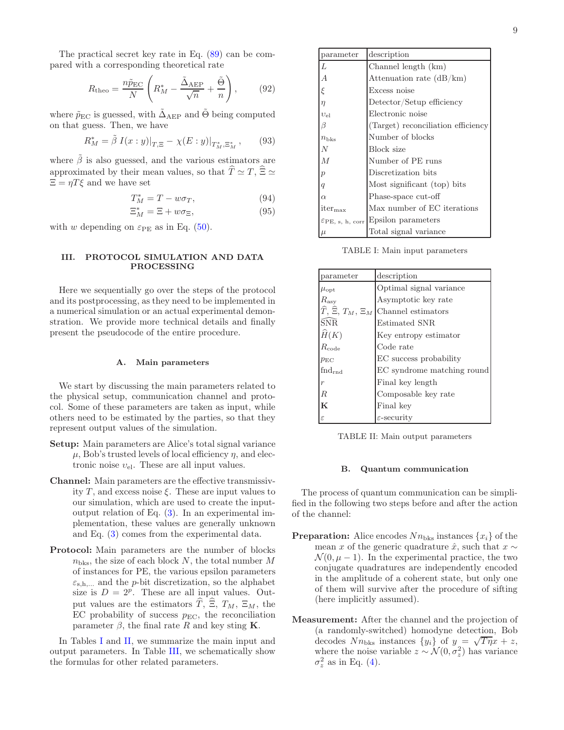The practical secret key rate in Eq. (89) can be compared with a corresponding theoretical rate

$$R_{\text{theo}} = \frac{n\tilde{p}_{\text{EC}}}{N}\left(R_M^* - \frac{\tilde{\Delta}_{\text{AEP}}}{\sqrt{n}} + \frac{\tilde{\Theta}}{n}\right), \tag{92}$$

where $\tilde{p}_{\text{EC}}$ is guessed, with $\tilde{\Delta}_{\text{AEP}}$ and $\tilde{\Theta}$ being computed on that guess. Then, we have

$$R_M^* = \tilde{\beta}\, I(x:y)|_{T,\Xi} - \chi(E:y)|_{T_M^*,\Xi_M^*}, \tag{93}$$

where $\tilde{\beta}$ is also guessed, and the various estimators are approximated by their mean values, so that $\widehat{T} \simeq T$, $\widehat{\Xi} \simeq \Xi = \eta T \xi$ and we have set

$$T_M^* = T - w\sigma_T, \tag{94}$$
$$\Xi_M^* = \Xi + w\sigma_\Xi, \tag{95}$$

with $w$ depending on $\varepsilon_{\text{PE}}$ as in Eq. (50).

## III. PROTOCOL SIMULATION AND DATA PROCESSING

Here we sequentially go over the steps of the protocol and its postprocessing, as they need to be implemented in a numerical simulation or an actual experimental demonstration. We provide more technical details and finally present the pseudocode of the entire procedure.

### A. Main parameters

We start by discussing the main parameters related to the physical setup, communication channel and protocol. Some of these parameters are taken as input, while others need to be estimated by the parties, so that they represent output values of the simulation.

- **Setup:** Main parameters are Alice's total signal variance $\mu$, Bob's trusted levels of local efficiency $\eta$, and electronic noise $\upsilon_{\text{el}}$. These are all input values.
- **Channel:** Main parameters are the effective transmissivity $T$, and excess noise $\xi$. These are input values to our simulation, which are used to create the input-output relation of Eq. (3). In an experimental implementation, these values are generally unknown and Eq. (3) comes from the experimental data.
- **Protocol:** Main parameters are the number of blocks $n_{\text{bks}}$, the size of each block $N$, the total number $M$ of instances for PE, the various epsilon parameters $\varepsilon_{\text{s,h,...}}$ and the $p$-bit discretization, so the alphabet size is $D = 2^p$. These are all input values. Output values are the estimators $\widehat{T}$, $\widehat{\Xi}$, $T_M$, $\Xi_M$, the EC probability of success $p_{\text{EC}}$, the reconciliation parameter $\beta$, the final rate $R$ and key sting $\mathbf{K}$.

In Tables I and II, we summarize the main input and output parameters. In Table III, we schematically show the formulas for other related parameters.

| parameter | description |
|---|---|
| $L$ | Channel length (km) |
| $A$ | Attenuation rate (dB/km) |
| $\xi$ | Excess noise |
| $\eta$ | Detector/Setup efficiency |
| $\upsilon_{\text{el}}$ | Electronic noise |
| $\beta$ | (Target) reconciliation efficiency |
| $n_{\text{bks}}$ | Number of blocks |
| $N$ | Block size |
| $M$ | Number of PE runs |
| $p$ | Discretization bits |
| $q$ | Most significant (top) bits |
| $\alpha$ | Phase-space cut-off |
| $\text{iter}_{\max}$ | Max number of EC iterations |
| $\varepsilon_{\text{PE, s, h, corr}}$ | Epsilon parameters |
| $\mu$ | Total signal variance |

TABLE I: Main input parameters

| parameter | description |
|---|---|
| $\mu_{\text{opt}}$ | Optimal signal variance |
| $R_{\text{asy}}$ | Asymptotic key rate |
| $\widehat{T}$, $\widehat{\Xi}$, $T_M$, $\Xi_M$ | Channel estimators |
| $\widehat{\text{SNR}}$ | Estimated SNR |
| $\widehat{H}(K)$ | Key entropy estimator |
| $R_{\text{code}}$ | Code rate |
| $p_{\text{EC}}$ | EC success probability |
| $\text{fnd}_{\text{rnd}}$ | EC syndrome matching round |
| $r$ | Final key length |
| $R$ | Composable key rate |
| $\mathbf{K}$ | Final key |
| $\varepsilon$ | $\varepsilon$-security |

TABLE II: Main output parameters

### B. Quantum communication

The process of quantum communication can be simplified in the following two steps before and after the action of the channel:

- **Preparation:** Alice encodes $Nn_{\text{bks}}$ instances $\{x_i\}$ of the mean $x$ of the generic quadrature $\hat{x}$, such that $x \sim \mathcal{N}(0, \mu - 1)$. In the experimental practice, the two conjugate quadratures are independently encoded in the amplitude of a coherent state, but only one of them will survive after the procedure of sifting (here implicitly assumed).
- **Measurement:** After the channel and the projection of (a randomly-switched) homodyne detection, Bob decodes $Nn_{\text{bks}}$ instances $\{y_i\}$ of $y = \sqrt{T\eta}x + z$, where the noise variable $z \sim \mathcal{N}(0, \sigma_z^2)$ has variance $\sigma_z^2$ as in Eq. (4).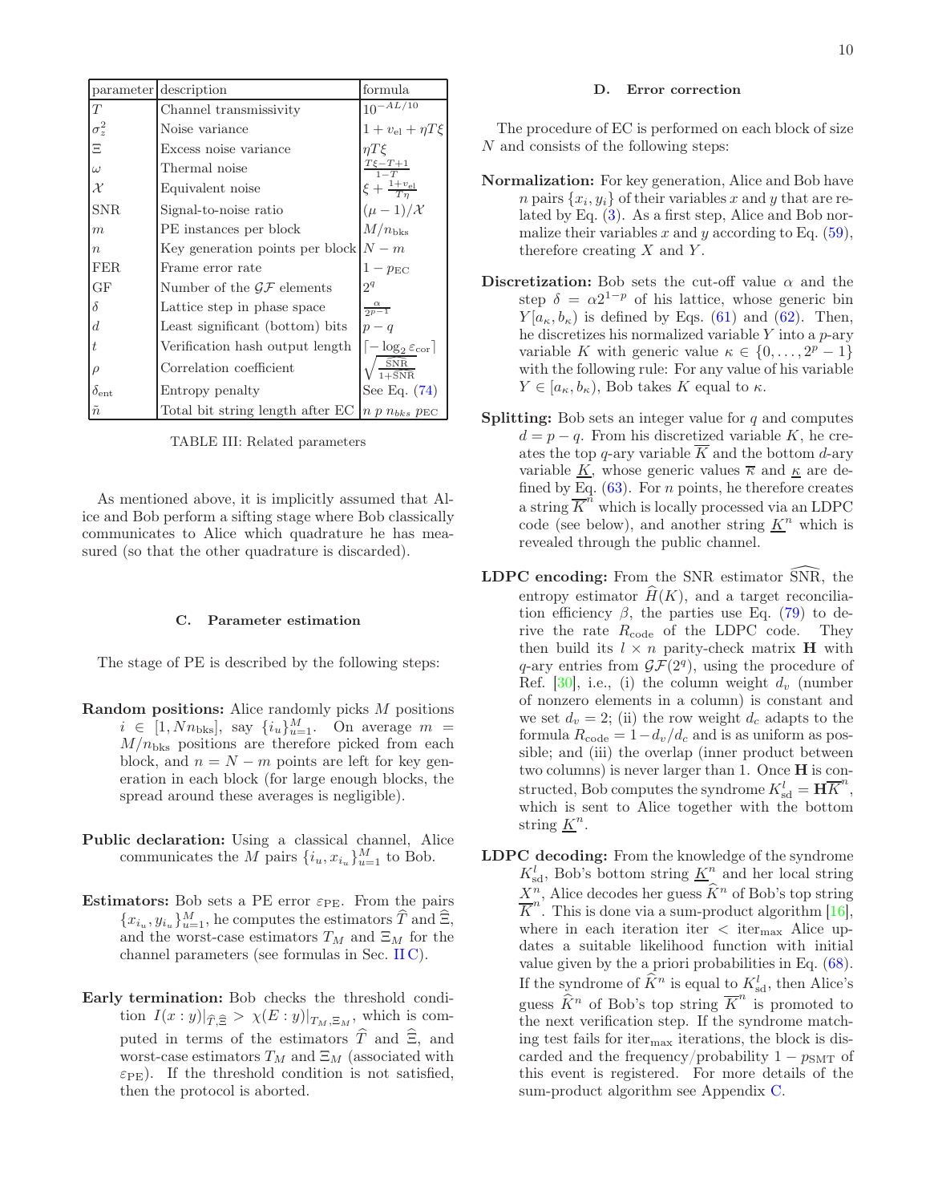| parameter | description | formula |
|---|---|---|
| $T$ | Channel transmissivity | $10^{-AL/10}$ |
| $\sigma_z^2$ | Noise variance | $1 + v_{\text{el}} + \eta T\xi$ |
| $\Xi$ | Excess noise variance | $\eta T\xi$ |
| $\omega$ | Thermal noise | $\frac{T\xi - T + 1}{1-T}$ |
| $\mathcal{X}$ | Equivalent noise | $\xi + \frac{1+v_{\text{el}}}{T\eta}$ |
| SNR | Signal-to-noise ratio | $(\mu - 1)/\mathcal{X}$ |
| $m$ | PE instances per block | $M/n_{\text{bks}}$ |
| $n$ | Key generation points per block | $N - m$ |
| FER | Frame error rate | $1 - p_{\text{EC}}$ |
| GF | Number of the $\mathcal{GF}$ elements | $2^q$ |
| $\delta$ | Lattice step in phase space | $\frac{\alpha}{2^{p-1}}$ |
| $d$ | Least significant (bottom) bits | $p - q$ |
| $t$ | Verification hash output length | $\lceil -\log_2 \varepsilon_{\text{cor}} \rceil$ |
| $\rho$ | Correlation coefficient | $\sqrt{\frac{\text{SNR}}{1+\text{SNR}}}$ |
| $\delta_{\text{ent}}$ | Entropy penalty | See Eq. (74) |
| $\tilde{n}$ | Total bit string length after EC | $n\ p\ n_{bks}\ p_{\text{EC}}$ |

TABLE III: Related parameters

As mentioned above, it is implicitly assumed that Alice and Bob perform a sifting stage where Bob classically communicates to Alice which quadrature he has measured (so that the other quadrature is discarded).

### C. Parameter estimation

The stage of PE is described by the following steps:

**Random positions:** Alice randomly picks $M$ positions $i \in [1, Nn_{\text{bks}}]$, say $\{i_u\}_{u=1}^{M}$. On average $m = M/n_{\text{bks}}$ positions are therefore picked from each block, and $n = N - m$ points are left for key generation in each block (for large enough blocks, the spread around these averages is negligible).

**Public declaration:** Using a classical channel, Alice communicates the $M$ pairs $\{i_u, x_{i_u}\}_{u=1}^{M}$ to Bob.

**Estimators:** Bob sets a PE error $\varepsilon_{\text{PE}}$. From the pairs $\{x_{i_u}, y_{i_u}\}_{u=1}^{M}$, he computes the estimators $\widehat{T}$ and $\widehat{\Xi}$, and the worst-case estimators $T_M$ and $\Xi_M$ for the channel parameters (see formulas in Sec. II C).

**Early termination:** Bob checks the threshold condition $I(x:y)|_{\widehat{T},\widehat{\Xi}} > \chi(E:y)|_{T_M,\Xi_M}$, which is computed in terms of the estimators $\widehat{T}$ and $\widehat{\Xi}$, and worst-case estimators $T_M$ and $\Xi_M$ (associated with $\varepsilon_{\text{PE}}$). If the threshold condition is not satisfied, then the protocol is aborted.

### D. Error correction

The procedure of EC is performed on each block of size $N$ and consists of the following steps:

**Normalization:** For key generation, Alice and Bob have $n$ pairs $\{x_i, y_i\}$ of their variables $x$ and $y$ that are related by Eq. (3). As a first step, Alice and Bob normalize their variables $x$ and $y$ according to Eq. (59), therefore creating $X$ and $Y$.

**Discretization:** Bob sets the cut-off value $\alpha$ and the step $\delta = \alpha 2^{1-p}$ of his lattice, whose generic bin $Y[a_\kappa, b_\kappa)$ is defined by Eqs. (61) and (62). Then, he discretizes his normalized variable $Y$ into a $p$-ary variable $K$ with generic value $\kappa \in \{0, \dots, 2^p - 1\}$ with the following rule: For any value of his variable $Y \in [a_\kappa, b_\kappa)$, Bob takes $K$ equal to $\kappa$.

**Splitting:** Bob sets an integer value for $q$ and computes $d = p - q$. From his discretized variable $K$, he creates the top $q$-ary variable $\overline{K}$ and the bottom $d$-ary variable $\underline{K}$, whose generic values $\overline{\kappa}$ and $\underline{\kappa}$ are defined by Eq. (63). For $n$ points, he therefore creates a string $\overline{K}^n$ which is locally processed via an LDPC code (see below), and another string $\underline{K}^n$ which is revealed through the public channel.

**LDPC encoding:** From the SNR estimator $\widehat{\text{SNR}}$, the entropy estimator $\widehat{H}(K)$, and a target reconciliation efficiency $\beta$, the parties use Eq. (79) to derive the rate $R_{\text{code}}$ of the LDPC code. They then build its $l \times n$ parity-check matrix $\mathbf{H}$ with $q$-ary entries from $\mathcal{GF}(2^q)$, using the procedure of Ref. [30], i.e., (i) the column weight $d_v$ (number of nonzero elements in a column) is constant and we set $d_v = 2$; (ii) the row weight $d_c$ adapts to the formula $R_{\text{code}} = 1 - d_v/d_c$ and is as uniform as possible; and (iii) the overlap (inner product between two columns) is never larger than 1. Once $\mathbf{H}$ is constructed, Bob computes the syndrome $K_{\text{sd}}^l = \mathbf{H}\overline{K}^n$, which is sent to Alice together with the bottom string $\underline{K}^n$.

**LDPC decoding:** From the knowledge of the syndrome $K_{\text{sd}}^l$, Bob's bottom string $\underline{K}^n$ and her local string $X^n$, Alice decodes her guess $\widehat{K}^n$ of Bob's top string $\overline{K}^n$. This is done via a sum-product algorithm [16], where in each iteration iter $<$ iter$_{\max}$ Alice updates a suitable likelihood function with initial value given by the a priori probabilities in Eq. (68). If the syndrome of $\widehat{K}^n$ is equal to $K_{\text{sd}}^l$, then Alice's guess $\widehat{K}^n$ of Bob's top string $\overline{K}^n$ is promoted to the next verification step. If the syndrome matching test fails for iter$_{\max}$ iterations, the block is discarded and the frequency/probability $1 - p_{\text{SMT}}$ of this event is registered. For more details of the sum-product algorithm see Appendix C.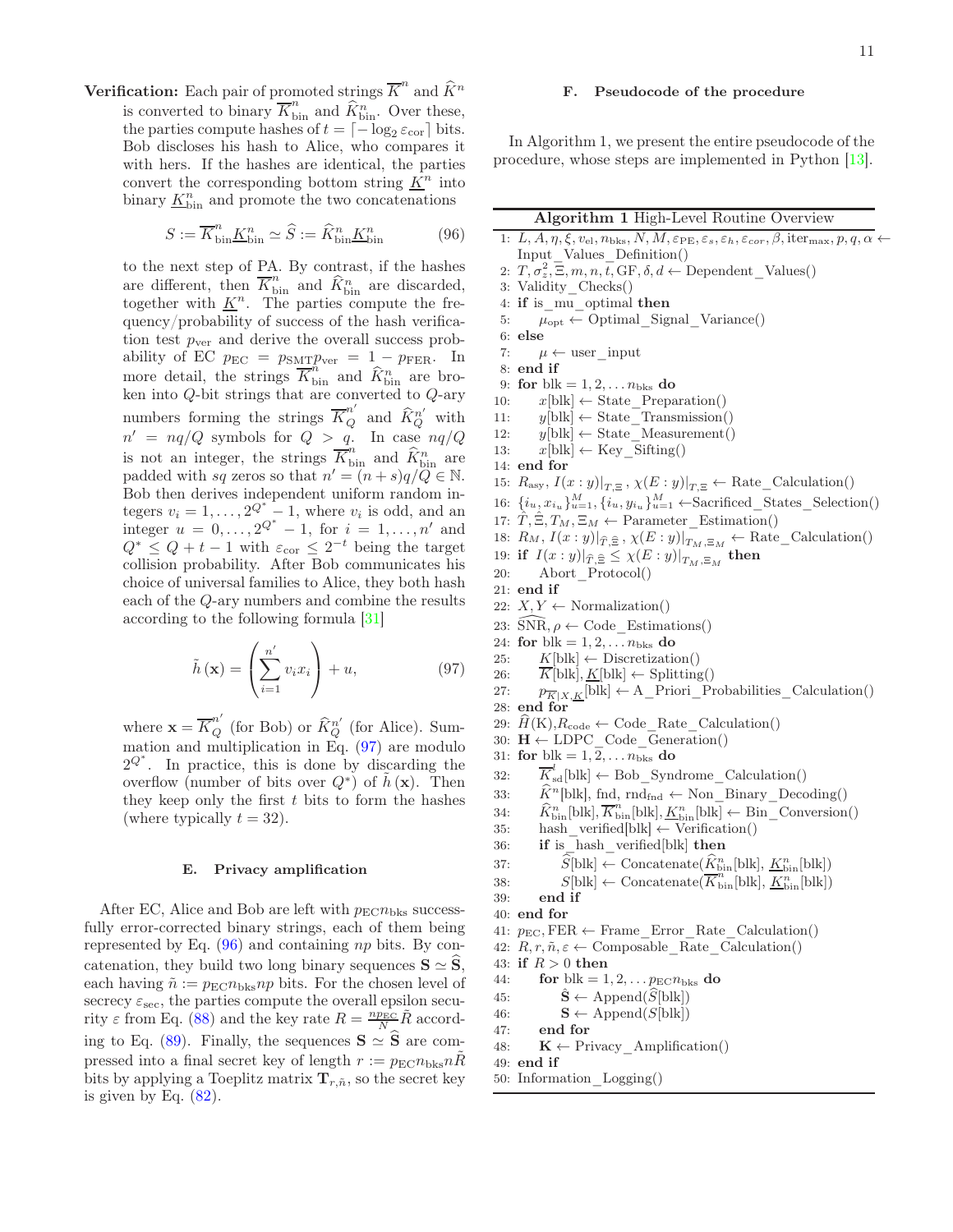**Verification:** Each pair of promoted strings $\overline{K}^n$ and $\widehat{K}^n$ is converted to binary $\overline{K}^n_{\text{bin}}$ and $\widehat{K}^n_{\text{bin}}$. Over these, the parties compute hashes of $t = \lceil -\log_2 \varepsilon_{\text{cor}} \rceil$ bits. Bob discloses his hash to Alice, who compares it with hers. If the hashes are identical, the parties convert the corresponding bottom string $\underline{K}^n$ into binary $\underline{K}^n_{\text{bin}}$ and promote the two concatenations

$$S := \overline{K}^n_{\text{bin}} \underline{K}^n_{\text{bin}} \simeq \widehat{S} := \widehat{K}^n_{\text{bin}} \underline{K}^n_{\text{bin}} \tag{96}$$

to the next step of PA. By contrast, if the hashes are different, then $\overline{K}^n_{\text{bin}}$ and $\widehat{K}^n_{\text{bin}}$ are discarded, together with $\underline{K}^n$. The parties compute the frequency/probability of success of the hash verification test $p_{\text{ver}}$ and derive the overall success probability of EC $p_{\text{EC}} = p_{\text{SMT}} p_{\text{ver}} = 1 - p_{\text{FER}}$. In more detail, the strings $\overline{K}^n_{\text{bin}}$ and $\widehat{K}^n_{\text{bin}}$ are broken into $Q$-bit strings that are converted to $Q$-ary numbers forming the strings $\overline{K}^{n'}_Q$ and $\widehat{K}^{n'}_Q$ with $n' = nq/Q$ symbols for $Q > q$. In case $nq/Q$ is not an integer, the strings $\overline{K}^n_{\text{bin}}$ and $\widehat{K}^n_{\text{bin}}$ are padded with $sq$ zeros so that $n' = (n+s)q/Q \in \mathbb{N}$. Bob then derives independent uniform random integers $v_i = 1, \ldots, 2^{Q^*} - 1$, where $v_i$ is odd, and an integer $u = 0, \ldots, 2^{Q^*} - 1$, for $i = 1, \ldots, n'$ and $Q^* \leq Q + t - 1$ with $\varepsilon_{\text{cor}} \leq 2^{-t}$ being the target collision probability. After Bob communicates his choice of universal families to Alice, they both hash each of the $Q$-ary numbers and combine the results according to the following formula [31]

$$\tilde{h}(\mathbf{x}) = \left( \sum_{i=1}^{n'} v_i x_i \right) + u, \tag{97}$$

where $\mathbf{x} = \overline{K}^{n'}_Q$ (for Bob) or $\widehat{K}^{n'}_Q$ (for Alice). Summation and multiplication in Eq. (97) are modulo $2^{Q^*}$. In practice, this is done by discarding the overflow (number of bits over $Q^*$) of $\tilde{h}(\mathbf{x})$. Then they keep only the first $t$ bits to form the hashes (where typically $t = 32$).

### E. Privacy amplification

After EC, Alice and Bob are left with $p_{\text{EC}} n_{\text{bks}}$ successfully error-corrected binary strings, each of them being represented by Eq. (96) and containing $np$ bits. By concatenation, they build two long binary sequences $\mathbf{S} \simeq \widehat{\mathbf{S}}$, each having $\tilde{n} := p_{\text{EC}} n_{\text{bks}} np$ bits. For the chosen level of secrecy $\varepsilon_{\text{sec}}$, the parties compute the overall epsilon security $\varepsilon$ from Eq. (88) and the key rate $R = \frac{np_{\text{EC}}}{N} \tilde{R}$ according to Eq. (89). Finally, the sequences $\mathbf{S} \simeq \widehat{\mathbf{S}}$ are compressed into a final secret key of length $r := p_{\text{EC}} n_{\text{bks}} n \tilde{R}$ bits by applying a Toeplitz matrix $\mathbf{T}_{r,\tilde{n}}$, so the secret key is given by Eq. (82).

### F. Pseudocode of the procedure

In Algorithm 1, we present the entire pseudocode of the procedure, whose steps are implemented in Python [13].

**Algorithm 1** High-Level Routine Overview

```
1:  L, A, η, ξ, v_el, n_bks, N, M, ε_PE, ε_s, ε_h, ε_cor, β, iter_max, p, q, α ← Input_Values_Definition()
2:  T, σ_z^2, Ξ, m, n, t, GF, δ, d ← Dependent_Values()
3:  Validity_Checks()
4:  if is_mu_optimal then
5:      μ_opt ← Optimal_Signal_Variance()
6:  else
7:      μ ← user_input
8:  end if
9:  for blk = 1, 2, ... n_bks do
10:     x[blk] ← State_Preparation()
11:     y[blk] ← State_Transmission()
12:     y[blk] ← State_Measurement()
13:     x[blk] ← Key_Sifting()
14: end for
15: R_asy, I(x:y)|_{T,Ξ}, χ(E:y)|_{T,Ξ} ← Rate_Calculation()
16: {i_u, x_{i_u}}_{u=1}^M, {i_u, y_{i_u}}_{u=1}^M ← Sacrificed_States_Selection()
17: T̂, Ξ̂, T_M, Ξ_M ← Parameter_Estimation()
18: R_M, I(x:y)|_{T̂,Ξ̂}, χ(E:y)|_{T_M,Ξ_M} ← Rate_Calculation()
19: if I(x:y)|_{T̂,Ξ̂} ≤ χ(E:y)|_{T_M,Ξ_M} then
20:     Abort_Protocol()
21: end if
22: X, Y ← Normalization()
23: SNR^, ρ ← Code_Estimations()
24: for blk = 1, 2, ... n_bks do
25:     K[blk] ← Discretization()
26:     K̄[blk], K_[blk] ← Splitting()
27:     p_{K̄|X,K_}[blk] ← A_Priori_Probabilities_Calculation()
28: end for
29: Ĥ(K), R_code ← Code_Rate_Calculation()
30: H ← LDPC_Code_Generation()
31: for blk = 1, 2, ... n_bks do
32:     K̄^l_sd[blk] ← Bob_Syndrome_Calculation()
33:     K̂^n[blk], fnd, rnd_fnd ← Non_Binary_Decoding()
34:     K̂^n_bin[blk], K̄^n_bin[blk], K_^n_bin[blk] ← Bin_Conversion()
35:     hash_verified[blk] ← Verification()
36:     if is_hash_verified[blk] then
37:         Ŝ[blk] ← Concatenate(K̂^n_bin[blk], K_^n_bin[blk])
38:         S[blk] ← Concatenate(K̄^n_bin[blk], K_^n_bin[blk])
39:     end if
40: end for
41: p_EC, FER ← Frame_Error_Rate_Calculation()
42: R, r, ñ, ε ← Composable_Rate_Calculation()
43: if R > 0 then
44:     for blk = 1, 2, ... p_EC n_bks do
45:         Ŝ ← Append(Ŝ[blk])
46:         S ← Append(S[blk])
47:     end for
48:     K ← Privacy_Amplification()
49: end if
50: Information_Logging()
```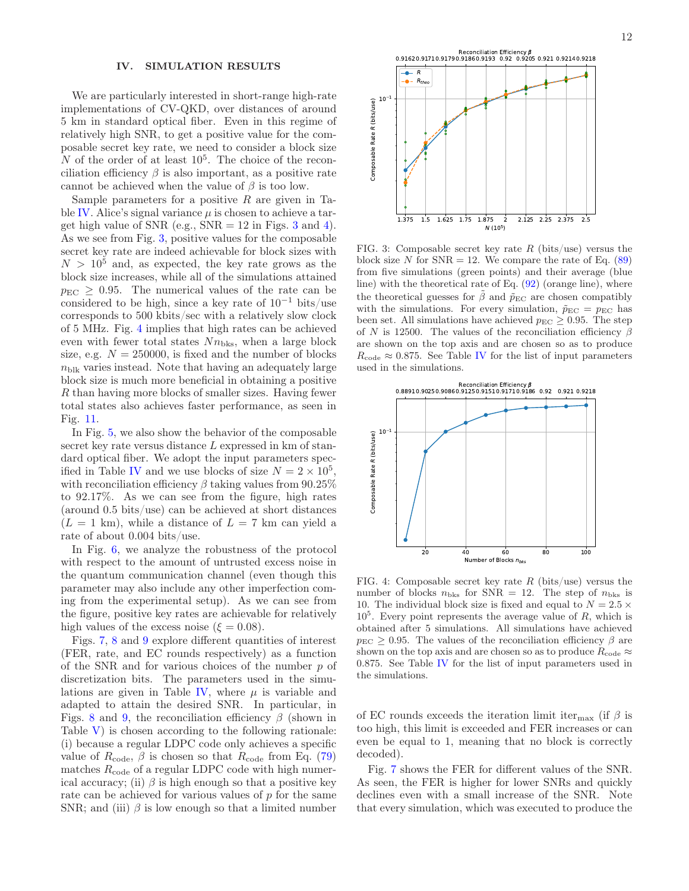## IV. SIMULATION RESULTS

We are particularly interested in short-range high-rate implementations of CV-QKD, over distances of around 5 km in standard optical fiber. Even in this regime of relatively high SNR, to get a positive value for the composable secret key rate, we need to consider a block size $N$ of the order of at least $10^5$. The choice of the reconciliation efficiency $\beta$ is also important, as a positive rate cannot be achieved when the value of $\beta$ is too low.

Sample parameters for a positive $R$ are given in Table IV. Alice's signal variance $\mu$ is chosen to achieve a target high value of SNR (e.g., SNR = 12 in Figs. 3 and 4). As we see from Fig. 3, positive values for the composable secret key rate are indeed achievable for block sizes with $N > 10^5$ and, as expected, the key rate grows as the block size increases, while all of the simulations attained $p_{\mathrm{EC}} \geq 0.95$. The numerical values of the rate can be considered to be high, since a key rate of $10^{-1}$ bits/use corresponds to 500 kbits/sec with a relatively slow clock of 5 MHz. Fig. 4 implies that high rates can be achieved even with fewer total states $N n_{\mathrm{bks}}$, when a large block size, e.g. $N = 250000$, is fixed and the number of blocks $n_{\mathrm{blk}}$ varies instead. Note that having an adequately large block size is much more beneficial in obtaining a positive $R$ than having more blocks of smaller sizes. Having fewer total states also achieves faster performance, as seen in Fig. 11.

In Fig. 5, we also show the behavior of the composable secret key rate versus distance $L$ expressed in km of standard optical fiber. We adopt the input parameters specified in Table IV and we use blocks of size $N = 2 \times 10^5$, with reconciliation efficiency $\beta$ taking values from 90.25% to 92.17%. As we can see from the figure, high rates (around 0.5 bits/use) can be achieved at short distances ($L = 1$ km), while a distance of $L = 7$ km can yield a rate of about 0.004 bits/use.

In Fig. 6, we analyze the robustness of the protocol with respect to the amount of untrusted excess noise in the quantum communication channel (even though this parameter may also include any other imperfection coming from the experimental setup). As we can see from the figure, positive key rates are achievable for relatively high values of the excess noise ($\xi = 0.08$).

Figs. 7, 8 and 9 explore different quantities of interest (FER, rate, and EC rounds respectively) as a function of the SNR and for various choices of the number $p$ of discretization bits. The parameters used in the simulations are given in Table IV, where $\mu$ is variable and adapted to attain the desired SNR. In particular, in Figs. 8 and 9, the reconciliation efficiency $\beta$ (shown in Table V) is chosen according to the following rationale: (i) because a regular LDPC code only achieves a specific value of $R_{\mathrm{code}}$, $\beta$ is chosen so that $R_{\mathrm{code}}$ from Eq. (79) matches $R_{\mathrm{code}}$ of a regular LDPC code with high numerical accuracy; (ii) $\beta$ is high enough so that a positive key rate can be achieved for various values of $p$ for the same SNR; and (iii) $\beta$ is low enough so that a limited number of EC rounds exceeds the iteration limit $\mathrm{iter}_{\max}$ (if $\beta$ is too high, this limit is exceeded and FER increases or can even be equal to 1, meaning that no block is correctly decoded).

FIG. 3: Composable secret key rate $R$ (bits/use) versus the block size $N$ for SNR = 12. We compare the rate of Eq. (89) from five simulations (green points) and their average (blue line) with the theoretical rate of Eq. (92) (orange line), where the theoretical guesses for $\tilde{\beta}$ and $\tilde{p}_{\mathrm{EC}}$ are chosen compatibly with the simulations. For every simulation, $\tilde{p}_{\mathrm{EC}} = p_{\mathrm{EC}}$ has been set. All simulations have achieved $p_{\mathrm{EC}} \geq 0.95$. The step of $N$ is 12500. The values of the reconciliation efficiency $\beta$ are shown on the top axis and are chosen so as to produce $R_{\mathrm{code}} \approx 0.875$. See Table IV for the list of input parameters used in the simulations.

FIG. 4: Composable secret key rate $R$ (bits/use) versus the number of blocks $n_{\mathrm{bks}}$ for SNR = 12. The step of $n_{\mathrm{bks}}$ is 10. The individual block size is fixed and equal to $N = 2.5 \times 10^5$. Every point represents the average value of $R$, which is obtained after 5 simulations. All simulations have achieved $p_{\mathrm{EC}} \geq 0.95$. The values of the reconciliation efficiency $\beta$ are shown on the top axis and are chosen so as to produce $R_{\mathrm{code}} \approx 0.875$. See Table IV for the list of input parameters used in the simulations.

Fig. 7 shows the FER for different values of the SNR. As seen, the FER is higher for lower SNRs and quickly declines even with a small increase of the SNR. Note that every simulation, which was executed to produce the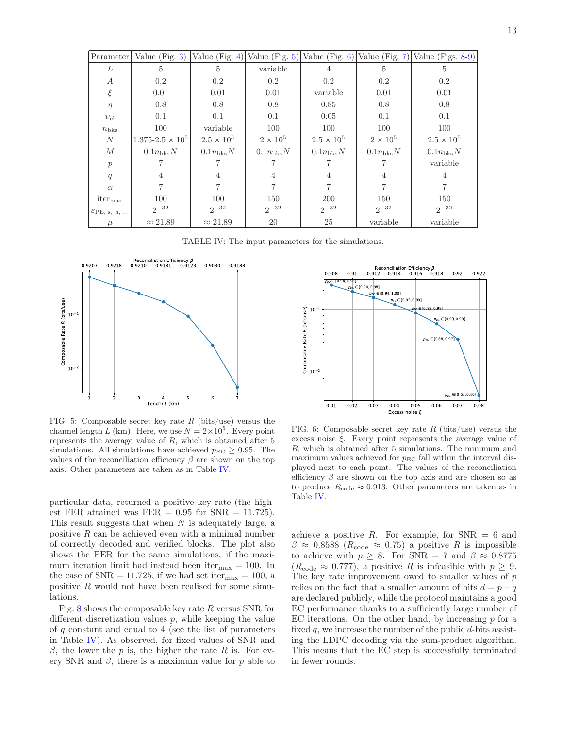| Parameter | Value (Fig. 3) | Value (Fig. 4) | Value (Fig. 5) | Value (Fig. 6) | Value (Fig. 7) | Value (Figs. 8-9) |
|---|---|---|---|---|---|---|
| $L$ | 5 | 5 | variable | 4 | 5 | 5 |
| $A$ | 0.2 | 0.2 | 0.2 | 0.2 | 0.2 | 0.2 |
| $\xi$ | 0.01 | 0.01 | 0.01 | variable | 0.01 | 0.01 |
| $\eta$ | 0.8 | 0.8 | 0.8 | 0.85 | 0.8 | 0.8 |
| $\upsilon_{\mathrm{el}}$ | 0.1 | 0.1 | 0.1 | 0.05 | 0.1 | 0.1 |
| $n_{\mathrm{bks}}$ | 100 | variable | 100 | 100 | 100 | 100 |
| $N$ | 1.375-2.5 $\times 10^5$ | $2.5 \times 10^5$ | $2 \times 10^5$ | $2.5 \times 10^5$ | $2 \times 10^5$ | $2.5 \times 10^5$ |
| $M$ | $0.1 n_{\mathrm{bks}} N$ | $0.1 n_{\mathrm{bks}} N$ | $0.1 n_{\mathrm{bks}} N$ | $0.1 n_{\mathrm{bks}} N$ | $0.1 n_{\mathrm{bks}} N$ | $0.1 n_{\mathrm{bks}} N$ |
| $p$ | 7 | 7 | 7 | 7 | 7 | variable |
| $q$ | 4 | 4 | 4 | 4 | 4 | 4 |
| $\alpha$ | 7 | 7 | 7 | 7 | 7 | 7 |
| $\mathrm{iter}_{\max}$ | 100 | 100 | 150 | 200 | 150 | 150 |
| $\varepsilon_{\mathrm{PE,\ s,\ h,\ \ldots}}$ | $2^{-32}$ | $2^{-32}$ | $2^{-32}$ | $2^{-32}$ | $2^{-32}$ | $2^{-32}$ |
| $\mu$ | $\approx 21.89$ | $\approx 21.89$ | 20 | 25 | variable | variable |

TABLE IV: The input parameters for the simulations.

FIG. 5: Composable secret key rate $R$ (bits/use) versus the channel length $L$ (km). Here, we use $N = 2\times10^5$. Every point represents the average value of $R$, which is obtained after 5 simulations. All simulations have achieved $p_{\mathrm{EC}} \geq 0.95$. The values of the reconciliation efficiency $\beta$ are shown on the top axis. Other parameters are taken as in Table IV.

FIG. 6: Composable secret key rate $R$ (bits/use) versus the excess noise $\xi$. Every point represents the average value of $R$, which is obtained after 5 simulations. The minimum and maximum values achieved for $p_{\mathrm{EC}}$ fall within the interval displayed next to each point. The values of the reconciliation efficiency $\beta$ are shown on the top axis and are chosen so as to produce $R_{\mathrm{code}} \approx 0.913$. Other parameters are taken as in Table IV.

particular data, returned a positive key rate (the highest FER attained was FER $= 0.95$ for SNR $= 11.725$). This result suggests that when $N$ is adequately large, a positive $R$ can be achieved even with a minimal number of correctly decoded and verified blocks. The plot also shows the FER for the same simulations, if the maximum iteration limit had instead been $\mathrm{iter}_{\max} = 100$. In the case of SNR $= 11.725$, if we had set $\mathrm{iter}_{\max} = 100$, a positive $R$ would not have been realised for some simulations.

Fig. 8 shows the composable key rate $R$ versus SNR for different discretization values $p$, while keeping the value of $q$ constant and equal to 4 (see the list of parameters in Table IV). As observed, for fixed values of SNR and $\beta$, the lower the $p$ is, the higher the rate $R$ is. For every SNR and $\beta$, there is a maximum value for $p$ able to achieve a positive $R$. For example, for SNR $= 6$ and $\beta \approx 0.8588$ ($R_{\mathrm{code}} \approx 0.75$) a positive $R$ is impossible to achieve with $p \geq 8$. For SNR $= 7$ and $\beta \approx 0.8775$ ($R_{\mathrm{code}} \approx 0.777$), a positive $R$ is infeasible with $p \geq 9$. The key rate improvement owed to smaller values of $p$ relies on the fact that a smaller amount of bits $d = p - q$ are declared publicly, while the protocol maintains a good EC performance thanks to a sufficiently large number of EC iterations. On the other hand, by increasing $p$ for a fixed $q$, we increase the number of the public $d$-bits assisting the LDPC decoding via the sum-product algorithm. This means that the EC step is successfully terminated in fewer rounds.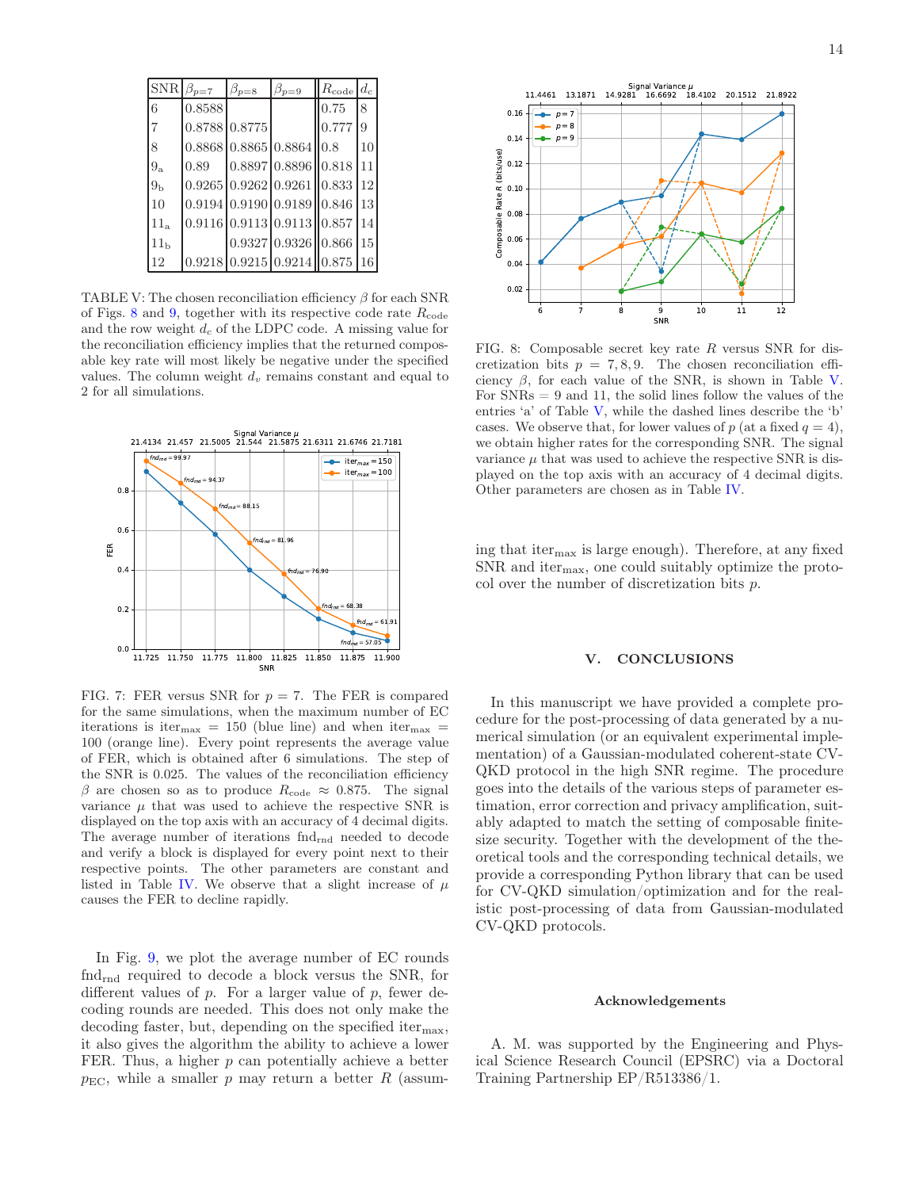| SNR | $\beta_{p=7}$ | $\beta_{p=8}$ | $\beta_{p=9}$ | $R_{\text{code}}$ | $d_c$ |
|---|---|---|---|---|---|
| 6 | 0.8588 | | | 0.75 | 8 |
| 7 | 0.8788 | 0.8775 | | 0.777 | 9 |
| 8 | 0.8868 | 0.8865 | 0.8864 | 0.8 | 10 |
| $9_a$ | 0.89 | 0.8897 | 0.8896 | 0.818 | 11 |
| $9_b$ | 0.9265 | 0.9262 | 0.9261 | 0.833 | 12 |
| 10 | 0.9194 | 0.9190 | 0.9189 | 0.846 | 13 |
| $11_a$ | 0.9116 | 0.9113 | 0.9113 | 0.857 | 14 |
| $11_b$ | | 0.9327 | 0.9326 | 0.866 | 15 |
| 12 | 0.9218 | 0.9215 | 0.9214 | 0.875 | 16 |

TABLE V: The chosen reconciliation efficiency $\beta$ for each SNR of Figs. 8 and 9, together with its respective code rate $R_{\text{code}}$ and the row weight $d_c$ of the LDPC code. A missing value for the reconciliation efficiency implies that the returned composable key rate will most likely be negative under the specified values. The column weight $d_v$ remains constant and equal to 2 for all simulations.

FIG. 7: FER versus SNR for $p = 7$. The FER is compared for the same simulations, when the maximum number of EC iterations is $\text{iter}_{\text{max}} = 150$ (blue line) and when $\text{iter}_{\text{max}} = 100$ (orange line). Every point represents the average value of FER, which is obtained after 6 simulations. The step of the SNR is 0.025. The values of the reconciliation efficiency $\beta$ are chosen so as to produce $R_{\text{code}} \approx 0.875$. The signal variance $\mu$ that was used to achieve the respective SNR is displayed on the top axis with an accuracy of 4 decimal digits. The average number of iterations $\text{fnd}_{\text{rnd}}$ needed to decode and verify a block is displayed for every point next to their respective points. The other parameters are constant and listed in Table IV. We observe that a slight increase of $\mu$ causes the FER to decline rapidly.

In Fig. 9, we plot the average number of EC rounds $\text{fnd}_{\text{rnd}}$ required to decode a block versus the SNR, for different values of $p$. For a larger value of $p$, fewer decoding rounds are needed. This does not only make the decoding faster, but, depending on the specified $\text{iter}_{\text{max}}$, it also gives the algorithm the ability to achieve a lower FER. Thus, a higher $p$ can potentially achieve a better $p_{\text{EC}}$, while a smaller $p$ may return a better $R$ (assuming that $\text{iter}_{\text{max}}$ is large enough). Therefore, at any fixed SNR and $\text{iter}_{\text{max}}$, one could suitably optimize the protocol over the number of discretization bits $p$.

FIG. 8: Composable secret key rate $R$ versus SNR for discretization bits $p = 7, 8, 9$. The chosen reconciliation efficiency $\beta$, for each value of the SNR, is shown in Table V. For SNRs = 9 and 11, the solid lines follow the values of the entries 'a' of Table V, while the dashed lines describe the 'b' cases. We observe that, for lower values of $p$ (at a fixed $q = 4$), we obtain higher rates for the corresponding SNR. The signal variance $\mu$ that was used to achieve the respective SNR is displayed on the top axis with an accuracy of 4 decimal digits. Other parameters are chosen as in Table IV.

## V. CONCLUSIONS

In this manuscript we have provided a complete procedure for the post-processing of data generated by a numerical simulation (or an equivalent experimental implementation) of a Gaussian-modulated coherent-state CV-QKD protocol in the high SNR regime. The procedure goes into the details of the various steps of parameter estimation, error correction and privacy amplification, suitably adapted to match the setting of composable finite-size security. Together with the development of the theoretical tools and the corresponding technical details, we provide a corresponding Python library that can be used for CV-QKD simulation/optimization and for the realistic post-processing of data from Gaussian-modulated CV-QKD protocols.

### Acknowledgements

A. M. was supported by the Engineering and Physical Science Research Council (EPSRC) via a Doctoral Training Partnership EP/R513386/1.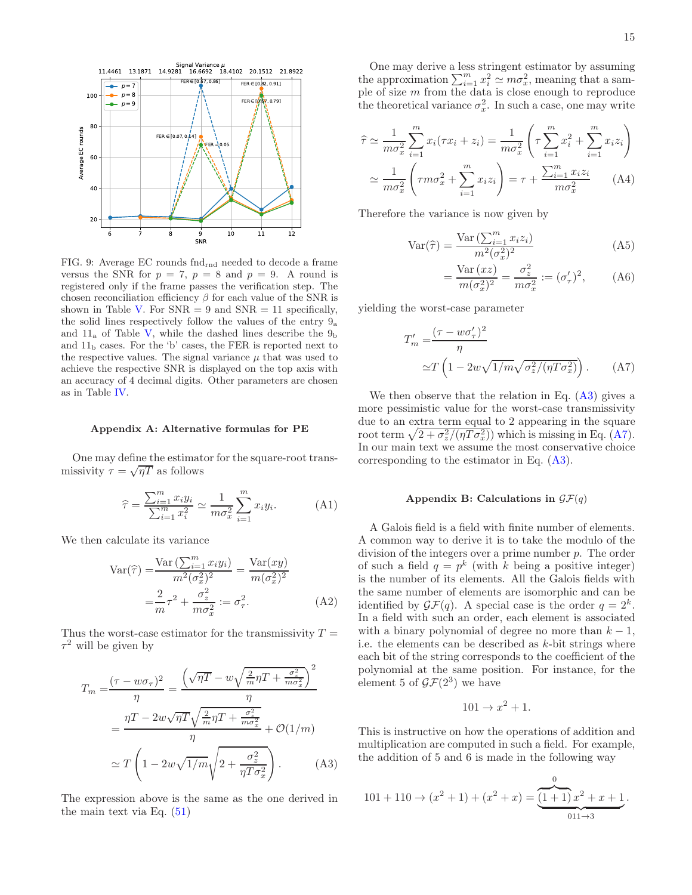FIG. 9: Average EC rounds $\text{fnd}_{\text{rnd}}$ needed to decode a frame versus the SNR for $p = 7$, $p = 8$ and $p = 9$. A round is registered only if the frame passes the verification step. The chosen reconciliation efficiency $\beta$ for each value of the SNR is shown in Table V. For SNR = 9 and SNR = 11 specifically, the solid lines respectively follow the values of the entry $9_{\text{a}}$ and $11_{\text{a}}$ of Table V, while the dashed lines describe the $9_{\text{b}}$ and $11_{\text{b}}$ cases. For the 'b' cases, the FER is reported next to the respective values. The signal variance $\mu$ that was used to achieve the respective SNR is displayed on the top axis with an accuracy of 4 decimal digits. Other parameters are chosen as in Table IV.

## Appendix A: Alternative formulas for PE

One may define the estimator for the square-root transmissivity $\tau = \sqrt{\eta T}$ as follows

$$\widehat{\tau} = \frac{\sum_{i=1}^{m} x_i y_i}{\sum_{i=1}^{m} x_i^2} \simeq \frac{1}{m\sigma_x^2} \sum_{i=1}^{m} x_i y_i. \tag{A1}$$

We then calculate its variance

$$\begin{aligned}\text{Var}(\widehat{\tau}) =& \frac{\text{Var}\left(\sum_{i=1}^{m} x_i y_i\right)}{m^2(\sigma_x^2)^2} = \frac{\text{Var}(xy)}{m(\sigma_x^2)^2} \\ =& \frac{2}{m}\tau^2 + \frac{\sigma_z^2}{m\sigma_x^2} := \sigma_\tau^2.\end{aligned} \tag{A2}$$

Thus the worst-case estimator for the transmissivity $T = \tau^2$ will be given by

$$\begin{aligned}T_m =& \frac{(\tau - w\sigma_\tau)^2}{\eta} = \frac{\left(\sqrt{\eta T} - w\sqrt{\frac{2}{m}\eta T + \frac{\sigma_z^2}{m\sigma_x^2}}\right)^2}{\eta} \\ =& \frac{\eta T - 2w\sqrt{\eta T}\sqrt{\frac{2}{m}\eta T + \frac{\sigma_z^2}{m\sigma_x^2}}}{\eta} + \mathcal{O}(1/m) \\ \simeq& \, T\left(1 - 2w\sqrt{1/m}\sqrt{2 + \frac{\sigma_z^2}{\eta T\sigma_x^2}}\right).\end{aligned} \tag{A3}$$

The expression above is the same as the one derived in the main text via Eq. (51)

One may derive a less stringent estimator by assuming the approximation $\sum_{i=1}^{m} x_i^2 \simeq m\sigma_x^2$, meaning that a sample of size $m$ from the data is close enough to reproduce the theoretical variance $\sigma_x^2$. In such a case, one may write

$$\begin{aligned}\widehat{\tau} \simeq& \frac{1}{m\sigma_x^2}\sum_{i=1}^{m} x_i(\tau x_i + z_i) = \frac{1}{m\sigma_x^2}\left(\tau\sum_{i=1}^{m} x_i^2 + \sum_{i=1}^{m} x_i z_i\right) \\ \simeq& \frac{1}{m\sigma_x^2}\left(\tau m\sigma_x^2 + \sum_{i=1}^{m} x_i z_i\right) = \tau + \frac{\sum_{i=1}^{m} x_i z_i}{m\sigma_x^2}\end{aligned} \tag{A4}$$

Therefore the variance is now given by

$$\text{Var}(\widehat{\tau}) = \frac{\text{Var}\left(\sum_{i=1}^{m} x_i z_i\right)}{m^2(\sigma_x^2)^2} \tag{A5}$$

$$= \frac{\text{Var}(xz)}{m(\sigma_x^2)^2} = \frac{\sigma_z^2}{m\sigma_x^2} := (\sigma_\tau')^2, \tag{A6}$$

yielding the worst-case parameter

$$\begin{aligned}T_m' =& \frac{(\tau - w\sigma_\tau')^2}{\eta} \\ \simeq& T\left(1 - 2w\sqrt{1/m}\sqrt{\sigma_z^2/(\eta T\sigma_x^2)}\right).\end{aligned} \tag{A7}$$

We then observe that the relation in Eq. (A3) gives a more pessimistic value for the worst-case transmissivity due to an extra term equal to 2 appearing in the square root term $\sqrt{2 + \sigma_z^2/(\eta T\sigma_x^2)}$ which is missing in Eq. (A7). In our main text we assume the most conservative choice corresponding to the estimator in Eq. (A3).

## Appendix B: Calculations in $\mathcal{GF}(q)$

A Galois field is a field with finite number of elements. A common way to derive it is to take the modulo of the division of the integers over a prime number $p$. The order of such a field $q = p^k$ (with $k$ being a positive integer) is the number of its elements. All the Galois fields with the same number of elements are isomorphic and can be identified by $\mathcal{GF}(q)$. A special case is the order $q = 2^k$. In a field with such an order, each element is associated with a binary polynomial of degree no more than $k-1$, i.e. the elements can be described as $k$-bit strings where each bit of the string corresponds to the coefficient of the polynomial at the same position. For instance, for the element 5 of $\mathcal{GF}(2^3)$ we have

$$101 \rightarrow x^2 + 1.$$

This is instructive on how the operations of addition and multiplication are computed in such a field. For example, the addition of 5 and 6 is made in the following way

$$101 + 110 \rightarrow (x^2+1) + (x^2+x) = \underbrace{\overbrace{(1+1)}^{0}x^2 + x + 1}_{011 \rightarrow 3}.$$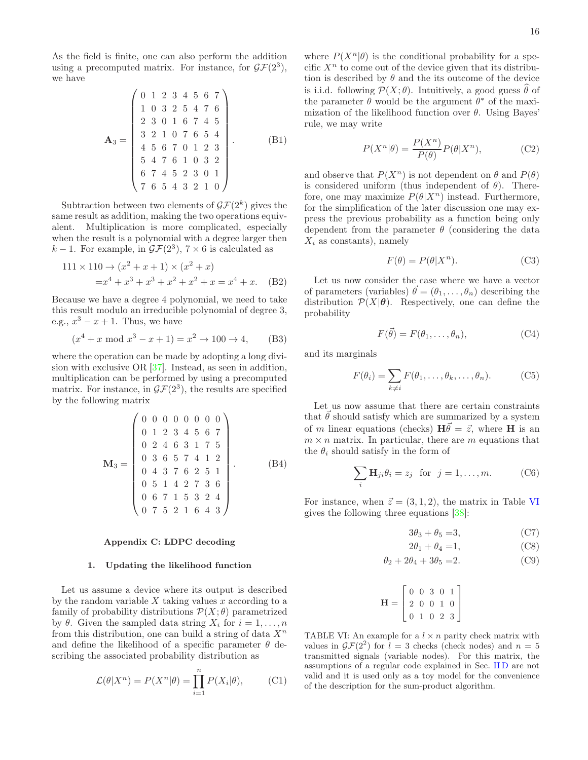As the field is finite, one can also perform the addition using a precomputed matrix. For instance, for $\mathcal{GF}(2^3)$, we have

$$\mathbf{A}_3 = \begin{pmatrix} 0 & 1 & 2 & 3 & 4 & 5 & 6 & 7 \\ 1 & 0 & 3 & 2 & 5 & 4 & 7 & 6 \\ 2 & 3 & 0 & 1 & 6 & 7 & 4 & 5 \\ 3 & 2 & 1 & 0 & 7 & 6 & 5 & 4 \\ 4 & 5 & 6 & 7 & 0 & 1 & 2 & 3 \\ 5 & 4 & 7 & 6 & 1 & 0 & 3 & 2 \\ 6 & 7 & 4 & 5 & 2 & 3 & 0 & 1 \\ 7 & 6 & 5 & 4 & 3 & 2 & 1 & 0 \end{pmatrix}. \tag{B1}$$

Subtraction between two elements of $\mathcal{GF}(2^k)$ gives the same result as addition, making the two operations equivalent. Multiplication is more complicated, especially when the result is a polynomial with a degree larger then $k-1$. For example, in $\mathcal{GF}(2^3)$, $7 \times 6$ is calculated as

$$\begin{aligned} 111 \times 110 \rightarrow &(x^2+x+1) \times (x^2+x) \\ =&x^4+x^3+x^3+x^2+x^2+x = x^4+x. \end{aligned} \tag{B2}$$

Because we have a degree 4 polynomial, we need to take this result modulo an irreducible polynomial of degree 3, e.g., $x^3 - x + 1$. Thus, we have

$$(x^4 + x \bmod x^3 - x + 1) = x^2 \rightarrow 100 \rightarrow 4, \tag{B3}$$

where the operation can be made by adopting a long division with exclusive OR [37]. Instead, as seen in addition, multiplication can be performed by using a precomputed matrix. For instance, in $\mathcal{GF}(2^3)$, the results are specified by the following matrix

$$\mathbf{M}_3 = \begin{pmatrix} 0 & 0 & 0 & 0 & 0 & 0 & 0 & 0 \\ 0 & 1 & 2 & 3 & 4 & 5 & 6 & 7 \\ 0 & 2 & 4 & 6 & 3 & 1 & 7 & 5 \\ 0 & 3 & 6 & 5 & 7 & 4 & 1 & 2 \\ 0 & 4 & 3 & 7 & 6 & 2 & 5 & 1 \\ 0 & 5 & 1 & 4 & 2 & 7 & 3 & 6 \\ 0 & 6 & 7 & 1 & 5 & 3 & 2 & 4 \\ 0 & 7 & 5 & 2 & 1 & 6 & 4 & 3 \end{pmatrix}. \tag{B4}$$

## Appendix C: LDPC decoding

### 1. Updating the likelihood function

Let us assume a device where its output is described by the random variable $X$ taking values $x$ according to a family of probability distributions $\mathcal{P}(X;\theta)$ parametrized by $\theta$. Given the sampled data string $X_i$ for $i = 1,\ldots,n$ from this distribution, one can build a string of data $X^n$ and define the likelihood of a specific parameter $\theta$ describing the associated probability distribution as

$$\mathcal{L}(\theta|X^n) = P(X^n|\theta) = \prod_{i=1}^{n} P(X_i|\theta), \tag{C1}$$

where $P(X^n|\theta)$ is the conditional probability for a specific $X^n$ to come out of the device given that its distribution is described by $\theta$ and the its outcome of the device is i.i.d. following $\mathcal{P}(X;\theta)$. Intuitively, a good guess $\widehat{\theta}$ of the parameter $\theta$ would be the argument $\theta^*$ of the maximization of the likelihood function over $\theta$. Using Bayes' rule, we may write

$$P(X^n|\theta) = \frac{P(X^n)}{P(\theta)} P(\theta|X^n), \tag{C2}$$

and observe that $P(X^n)$ is not dependent on $\theta$ and $P(\theta)$ is considered uniform (thus independent of $\theta$). Therefore, one may maximize $P(\theta|X^n)$ instead. Furthermore, for the simplification of the later discussion one may express the previous probability as a function being only dependent from the parameter $\theta$ (considering the data $X_i$ as constants), namely

$$F(\theta) = P(\theta|X^n). \tag{C3}$$

Let us now consider the case where we have a vector of parameters (variables) $\vec{\theta} = (\theta_1,\ldots,\theta_n)$ describing the distribution $\mathcal{P}(X|\boldsymbol{\theta})$. Respectively, one can define the probability

$$F(\vec{\theta}) = F(\theta_1,\ldots,\theta_n), \tag{C4}$$

and its marginals

$$F(\theta_i) = \sum_{k \neq i} F(\theta_1,\ldots,\theta_k,\ldots,\theta_n). \tag{C5}$$

Let us now assume that there are certain constraints that $\vec{\theta}$ should satisfy which are summarized by a system of $m$ linear equations (checks) $\mathbf{H}\vec{\theta} = \vec{z}$, where $\mathbf{H}$ is an $m \times n$ matrix. In particular, there are $m$ equations that the $\theta_i$ should satisfy in the form of

$$\sum_i \mathbf{H}_{ji}\theta_i = z_j \quad \text{for} \quad j = 1,\ldots,m. \tag{C6}$$

For instance, when $\vec{z} = (3,1,2)$, the matrix in Table VI gives the following three equations [38]:

$$3\theta_3 + \theta_5 = 3, \tag{C7}$$

$$2\theta_1 + \theta_4 = 1, \tag{C8}$$

$$\theta_2 + 2\theta_4 + 3\theta_5 = 2. \tag{C9}$$

$$\mathbf{H} = \begin{bmatrix} 0 & 0 & 3 & 0 & 1 \\ 2 & 0 & 0 & 1 & 0 \\ 0 & 1 & 0 & 2 & 3 \end{bmatrix}$$

TABLE VI: An example for a $l \times n$ parity check matrix with values in $\mathcal{GF}(2^2)$ for $l = 3$ checks (check nodes) and $n = 5$ transmitted signals (variable nodes). For this matrix, the assumptions of a regular code explained in Sec. II D are not valid and it is used only as a toy model for the convenience of the description for the sum-product algorithm.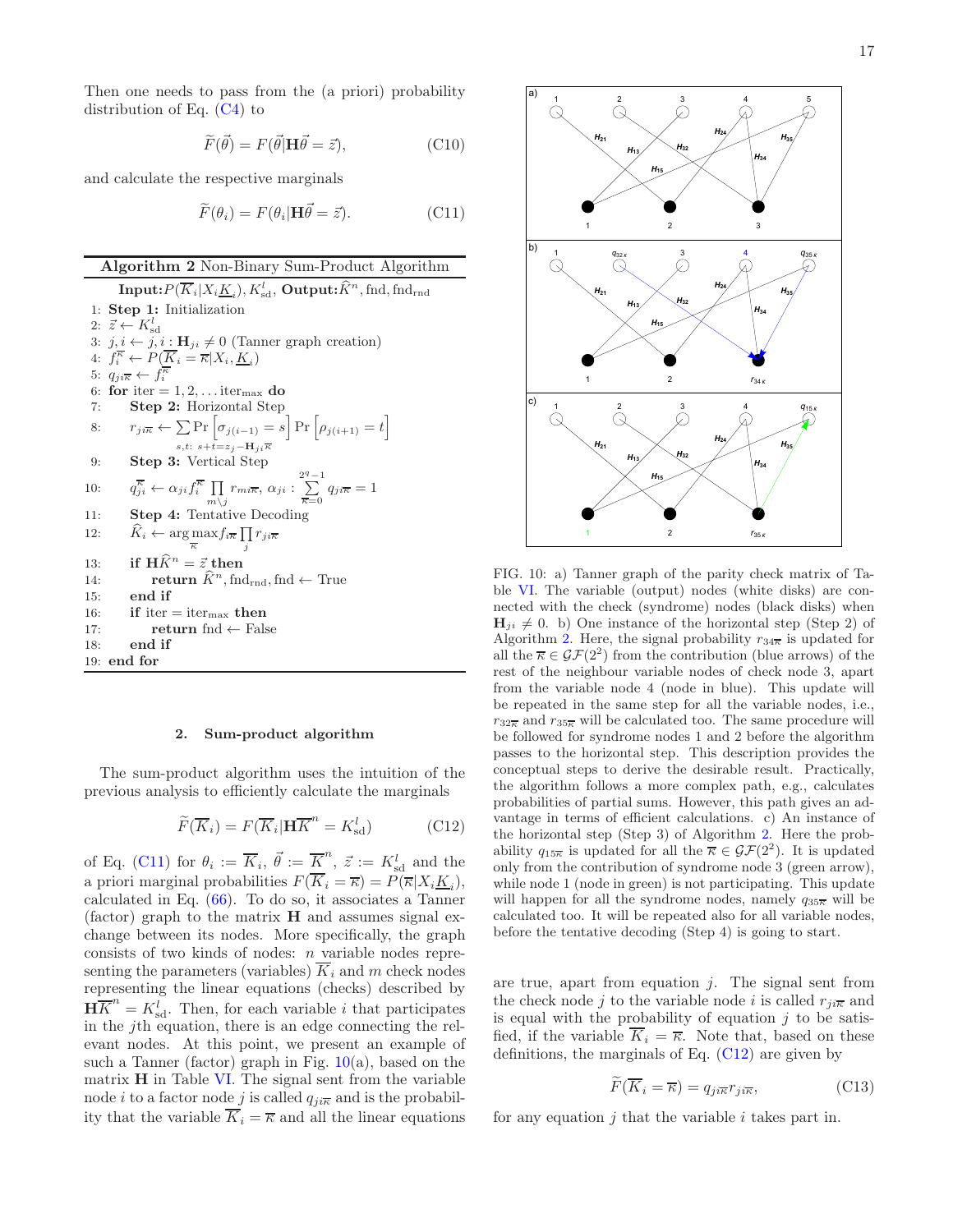Then one needs to pass from the (a priori) probability distribution of Eq. (C4) to

$$\widetilde{F}(\vec{\theta}) = F(\vec{\theta}|\mathbf{H}\vec{\theta} = \vec{z}), \tag{C10}$$

and calculate the respective marginals

$$\widetilde{F}(\theta_i) = F(\theta_i|\mathbf{H}\vec{\theta} = \vec{z}). \tag{C11}$$

---

**Algorithm 2** Non-Binary Sum-Product Algorithm

---

**Input:** $P(\overline{K}_i|X_i\underline{K}_i), K^l_{\rm sd}$, **Output:** $\widehat{K}^n$, fnd, fnd$_{\rm rnd}$

1: **Step 1:** Initialization
2: $\vec{z} \leftarrow K^l_{\rm sd}$
3: $j, i \leftarrow j, i : \mathbf{H}_{ji} \neq 0$ (Tanner graph creation)
4: $f^{\overline{\kappa}}_i \leftarrow P(\overline{K}_i = \overline{\kappa}|X_i, \underline{K}_i)$
5: $q_{ji\overline{\kappa}} \leftarrow f^{\overline{\kappa}}_i$
6: **for** iter $= 1, 2, \ldots$ iter$_{\max}$ **do**
7: **Step 2:** Horizontal Step
8: $r_{ji\overline{\kappa}} \leftarrow \sum\limits_{s,t:\ s+t = z_j - \mathbf{H}_{ji}\overline{\kappa}} \Pr\left[\sigma_{j(i-1)} = s\right] \Pr\left[\rho_{j(i+1)} = t\right]$
9: **Step 3:** Vertical Step
10: $q^{\overline{\kappa}}_{ji} \leftarrow \alpha_{ji} f^{\overline{\kappa}}_i \prod\limits_{m \setminus j} r_{mi\overline{\kappa}},\ \alpha_{ji} : \sum\limits_{\overline{\kappa}=0}^{2^q-1} q_{ji\overline{\kappa}} = 1$
11: **Step 4:** Tentative Decoding
12: $\widehat{K}_i \leftarrow \arg\max\limits_{\overline{\kappa}} f_{i\overline{\kappa}} \prod\limits_j r_{ji\overline{\kappa}}$
13: **if** $\mathbf{H}\widehat{K}^n = \vec{z}$ **then**
14: **return** $\widehat{K}^n$, fnd$_{\rm rnd}$, fnd $\leftarrow$ True
15: **end if**
16: **if** iter $=$ iter$_{\max}$ **then**
17: **return** fnd $\leftarrow$ False
18: **end if**
19: **end for**

---

### 2. Sum-product algorithm

The sum-product algorithm uses the intuition of the previous analysis to efficiently calculate the marginals

$$\widetilde{F}(\overline{K}_i) = F(\overline{K}_i|\mathbf{H}\overline{K}^n = K^l_{\rm sd}) \tag{C12}$$

of Eq. (C11) for $\theta_i := \overline{K}_i$, $\vec{\theta} := \overline{K}^n$, $\vec{z} := K^l_{\rm sd}$ and the a priori marginal probabilities $F(\overline{K}_i = \overline{\kappa}) = P(\overline{\kappa}|X_i\underline{K}_i)$, calculated in Eq. (66). To do so, it associates a Tanner (factor) graph to the matrix $\mathbf{H}$ and assumes signal exchange between its nodes. More specifically, the graph consists of two kinds of nodes: $n$ variable nodes representing the parameters (variables) $\overline{K}_i$ and $m$ check nodes representing the linear equations (checks) described by $\mathbf{H}\overline{K}^n = K^l_{\rm sd}$. Then, for each variable $i$ that participates in the $j$th equation, there is an edge connecting the relevant nodes. At this point, we present an example of such a Tanner (factor) graph in Fig. 10(a), based on the matrix $\mathbf{H}$ in Table VI. The signal sent from the variable node $i$ to a factor node $j$ is called $q_{ji\overline{\kappa}}$ and is the probability that the variable $\overline{K}_i = \overline{\kappa}$ and all the linear equations are true, apart from equation $j$. The signal sent from the check node $j$ to the variable node $i$ is called $r_{ji\overline{\kappa}}$ and is equal with the probability of equation $j$ to be satisfied, if the variable $\overline{K}_i = \overline{\kappa}$. Note that, based on these definitions, the marginals of Eq. (C12) are given by

$$\widetilde{F}(\overline{K}_i = \overline{\kappa}) = q_{ji\overline{\kappa}} r_{ji\overline{\kappa}}, \tag{C13}$$

for any equation $j$ that the variable $i$ takes part in.

FIG. 10: a) Tanner graph of the parity check matrix of Table VI. The variable (output) nodes (white disks) are connected with the check (syndrome) nodes (black disks) when $\mathbf{H}_{ji} \neq 0$. b) One instance of the horizontal step (Step 2) of Algorithm 2. Here, the signal probability $r_{34\overline{\kappa}}$ is updated for all the $\overline{\kappa} \in \mathcal{GF}(2^2)$ from the contribution (blue arrows) of the rest of the neighbour variable nodes of check node 3, apart from the variable node 4 (node in blue). This update will be repeated in the same step for all the variable nodes, i.e., $r_{32\overline{\kappa}}$ and $r_{35\overline{\kappa}}$ will be calculated too. The same procedure will be followed for syndrome nodes 1 and 2 before the algorithm passes to the horizontal step. This description provides the conceptual steps to derive the desirable result. Practically, the algorithm follows a more complex path, e.g., calculates probabilities of partial sums. However, this path gives an advantage in terms of efficient calculations. c) An instance of the horizontal step (Step 3) of Algorithm 2. Here the probability $q_{15\overline{\kappa}}$ is updated for all the $\overline{\kappa} \in \mathcal{GF}(2^2)$. It is updated only from the contribution of syndrome node 3 (green arrow), while node 1 (node in green) is not participating. This update will happen for all the syndrome nodes, namely $q_{35\overline{\kappa}}$ will be calculated too. It will be repeated also for all variable nodes, before the tentative decoding (Step 4) is going to start.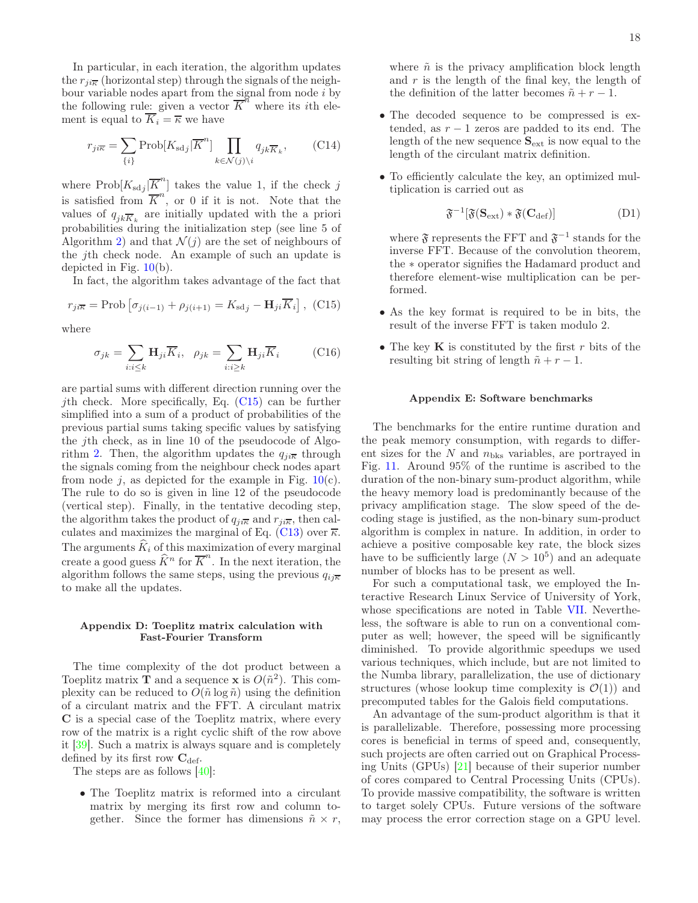In particular, in each iteration, the algorithm updates the $r_{ji\overline{\kappa}}$ (horizontal step) through the signals of the neighbour variable nodes apart from the signal from node $i$ by the following rule: given a vector $\overline{K}^n$ where its $i$th element is equal to $\overline{K}_i = \overline{\kappa}$ we have

$$r_{ji\overline{\kappa}} = \sum_{\{i\}} \text{Prob}[K_{\text{sd}j}|\overline{K}^n] \prod_{k\in\mathcal{N}(j)\setminus i} q_{jk\overline{K}_k}, \tag{C14}$$

where $\text{Prob}[K_{\text{sd}j}|\overline{K}^n]$ takes the value 1, if the check $j$ is satisfied from $\overline{K}^n$, or 0 if it is not. Note that the values of $q_{jk\overline{K}_k}$ are initially updated with the a priori probabilities during the initialization step (see line 5 of Algorithm 2) and that $\mathcal{N}(j)$ are the set of neighbours of the $j$th check node. An example of such an update is depicted in Fig. 10(b).

In fact, the algorithm takes advantage of the fact that

$$r_{ji\overline{\kappa}} = \text{Prob}\left[\sigma_{j(i-1)} + \rho_{j(i+1)} = K_{\text{sd}j} - \mathbf{H}_{ji}\overline{K}_i\right], \tag{C15}$$

where

$$\sigma_{jk} = \sum_{i:i\leq k} \mathbf{H}_{ji}\overline{K}_i, \quad \rho_{jk} = \sum_{i:i\geq k} \mathbf{H}_{ji}\overline{K}_i \tag{C16}$$

are partial sums with different direction running over the $j$th check. More specifically, Eq. (C15) can be further simplified into a sum of a product of probabilities of the previous partial sums taking specific values by satisfying the $j$th check, as in line 10 of the pseudocode of Algorithm 2. Then, the algorithm updates the $q_{ji\overline{\kappa}}$ through the signals coming from the neighbour check nodes apart from node $j$, as depicted for the example in Fig. 10(c). The rule to do so is given in line 12 of the pseudocode (vertical step). Finally, in the tentative decoding step, the algorithm takes the product of $q_{ji\overline{\kappa}}$ and $r_{ji\overline{\kappa}}$, then calculates and maximizes the marginal of Eq. (C13) over $\overline{\kappa}$. The arguments $\widehat{K}_i$ of this maximization of every marginal create a good guess $\widehat{K}^n$ for $\overline{K}^n$. In the next iteration, the algorithm follows the same steps, using the previous $q_{ij\overline{\kappa}}$ to make all the updates.

## Appendix D: Toeplitz matrix calculation with Fast-Fourier Transform

The time complexity of the dot product between a Toeplitz matrix $\mathbf{T}$ and a sequence $\mathbf{x}$ is $O(\tilde{n}^2)$. This complexity can be reduced to $O(\tilde{n}\log\tilde{n})$ using the definition of a circulant matrix and the FFT. A circulant matrix $\mathbf{C}$ is a special case of the Toeplitz matrix, where every row of the matrix is a right cyclic shift of the row above it [39]. Such a matrix is always square and is completely defined by its first row $\mathbf{C}_{\text{def}}$.

The steps are as follows [40]:

- The Toeplitz matrix is reformed into a circulant matrix by merging its first row and column together. Since the former has dimensions $\tilde{n}\times r$, where $\tilde{n}$ is the privacy amplification block length and $r$ is the length of the final key, the length of the definition of the latter becomes $\tilde{n}+r-1$.
- The decoded sequence to be compressed is extended, as $r-1$ zeros are padded to its end. The length of the new sequence $\mathbf{S}_{\text{ext}}$ is now equal to the length of the circulant matrix definition.
- To efficiently calculate the key, an optimized multiplication is carried out as

$$\mathfrak{F}^{-1}[\mathfrak{F}(\mathbf{S}_{\text{ext}}) * \mathfrak{F}(\mathbf{C}_{\text{def}})] \tag{D1}$$

  where $\mathfrak{F}$ represents the FFT and $\mathfrak{F}^{-1}$ stands for the inverse FFT. Because of the convolution theorem, the $*$ operator signifies the Hadamard product and therefore element-wise multiplication can be performed.
- As the key format is required to be in bits, the result of the inverse FFT is taken modulo 2.
- The key $\mathbf{K}$ is constituted by the first $r$ bits of the resulting bit string of length $\tilde{n}+r-1$.

## Appendix E: Software benchmarks

The benchmarks for the entire runtime duration and the peak memory consumption, with regards to different sizes for the $N$ and $n_{\text{bks}}$ variables, are portrayed in Fig. 11. Around 95% of the runtime is ascribed to the duration of the non-binary sum-product algorithm, while the heavy memory load is predominantly because of the privacy amplification stage. The slow speed of the decoding stage is justified, as the non-binary sum-product algorithm is complex in nature. In addition, in order to achieve a positive composable key rate, the block sizes have to be sufficiently large ($N > 10^5$) and an adequate number of blocks has to be present as well.

For such a computational task, we employed the Interactive Research Linux Service of University of York, whose specifications are noted in Table VII. Nevertheless, the software is able to run on a conventional computer as well; however, the speed will be significantly diminished. To provide algorithmic speedups we used various techniques, which include, but are not limited to the Numba library, parallelization, the use of dictionary structures (whose lookup time complexity is $\mathcal{O}(1)$) and precomputed tables for the Galois field computations.

An advantage of the sum-product algorithm is that it is parallelizable. Therefore, possessing more processing cores is beneficial in terms of speed and, consequently, such projects are often carried out on Graphical Processing Units (GPUs) [21] because of their superior number of cores compared to Central Processing Units (CPUs). To provide massive compatibility, the software is written to target solely CPUs. Future versions of the software may process the error correction stage on a GPU level.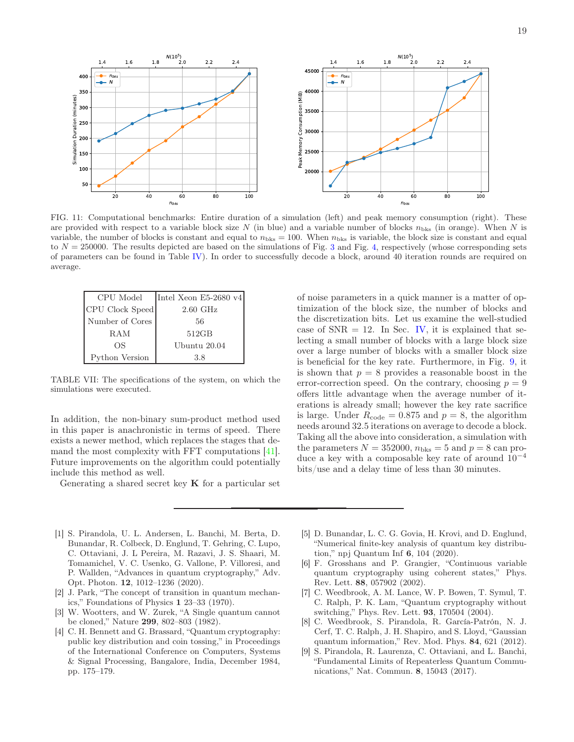FIG. 11: Computational benchmarks: Entire duration of a simulation (left) and peak memory consumption (right). These are provided with respect to a variable block size $N$ (in blue) and a variable number of blocks $n_{\text{bks}}$ (in orange). When $N$ is variable, the number of blocks is constant and equal to $n_{\text{bks}} = 100$. When $n_{\text{bks}}$ is variable, the block size is constant and equal to $N = 250000$. The results depicted are based on the simulations of Fig. 3 and Fig. 4, respectively (whose corresponding sets of parameters can be found in Table IV). In order to successfully decode a block, around 40 iteration rounds are required on average.

| CPU Model | Intel Xeon E5-2680 v4 |
|---|---|
| CPU Clock Speed | 2.60 GHz |
| Number of Cores | 56 |
| RAM | 512GB |
| OS | Ubuntu 20.04 |
| Python Version | 3.8 |

TABLE VII: The specifications of the system, on which the simulations were executed.

In addition, the non-binary sum-product method used in this paper is anachronistic in terms of speed. There exists a newer method, which replaces the stages that demand the most complexity with FFT computations [41]. Future improvements on the algorithm could potentially include this method as well.

Generating a shared secret key $\mathbf{K}$ for a particular set of noise parameters in a quick manner is a matter of optimization of the block size, the number of blocks and the discretization bits. Let us examine the well-studied case of SNR = 12. In Sec. IV, it is explained that selecting a small number of blocks with a large block size over a large number of blocks with a smaller block size is beneficial for the key rate. Furthermore, in Fig. 9, it is shown that $p = 8$ provides a reasonable boost in the error-correction speed. On the contrary, choosing $p = 9$ offers little advantage when the average number of iterations is already small; however the key rate sacrifice is large. Under $R_{\text{code}} = 0.875$ and $p = 8$, the algorithm needs around 32.5 iterations on average to decode a block. Taking all the above into consideration, a simulation with the parameters $N = 352000$, $n_{\text{bks}} = 5$ and $p = 8$ can produce a key with a composable key rate of around $10^{-4}$ bits/use and a delay time of less than 30 minutes.

---

[1] S. Pirandola, U. L. Andersen, L. Banchi, M. Berta, D. Bunandar, R. Colbeck, D. Englund, T. Gehring, C. Lupo, C. Ottaviani, J. L Pereira, M. Razavi, J. S. Shaari, M. Tomamichel, V. C. Usenko, G. Vallone, P. Villoresi, and P. Wallden, "Advances in quantum cryptography," Adv. Opt. Photon. **12**, 1012–1236 (2020).

[2] J. Park, "The concept of transition in quantum mechanics," Foundations of Physics **1** 23–33 (1970).

[3] W. Wootters, and W. Zurek, "A Single quantum cannot be cloned," Nature **299**, 802–803 (1982).

[4] C. H. Bennett and G. Brassard, "Quantum cryptography: public key distribution and coin tossing," in Proceedings of the International Conference on Computers, Systems & Signal Processing, Bangalore, India, December 1984, pp. 175–179.

[5] D. Bunandar, L. C. G. Govia, H. Krovi, and D. Englund, "Numerical finite-key analysis of quantum key distribution," npj Quantum Inf **6**, 104 (2020).

[6] F. Grosshans and P. Grangier, "Continuous variable quantum cryptography using coherent states," Phys. Rev. Lett. **88**, 057902 (2002).

[7] C. Weedbrook, A. M. Lance, W. P. Bowen, T. Symul, T. C. Ralph, P. K. Lam, "Quantum cryptography without switching," Phys. Rev. Lett. **93**, 170504 (2004).

[8] C. Weedbrook, S. Pirandola, R. García-Patrón, N. J. Cerf, T. C. Ralph, J. H. Shapiro, and S. Lloyd, "Gaussian quantum information," Rev. Mod. Phys. **84**, 621 (2012).

[9] S. Pirandola, R. Laurenza, C. Ottaviani, and L. Banchi, "Fundamental Limits of Repeaterless Quantum Communications," Nat. Commun. **8**, 15043 (2017).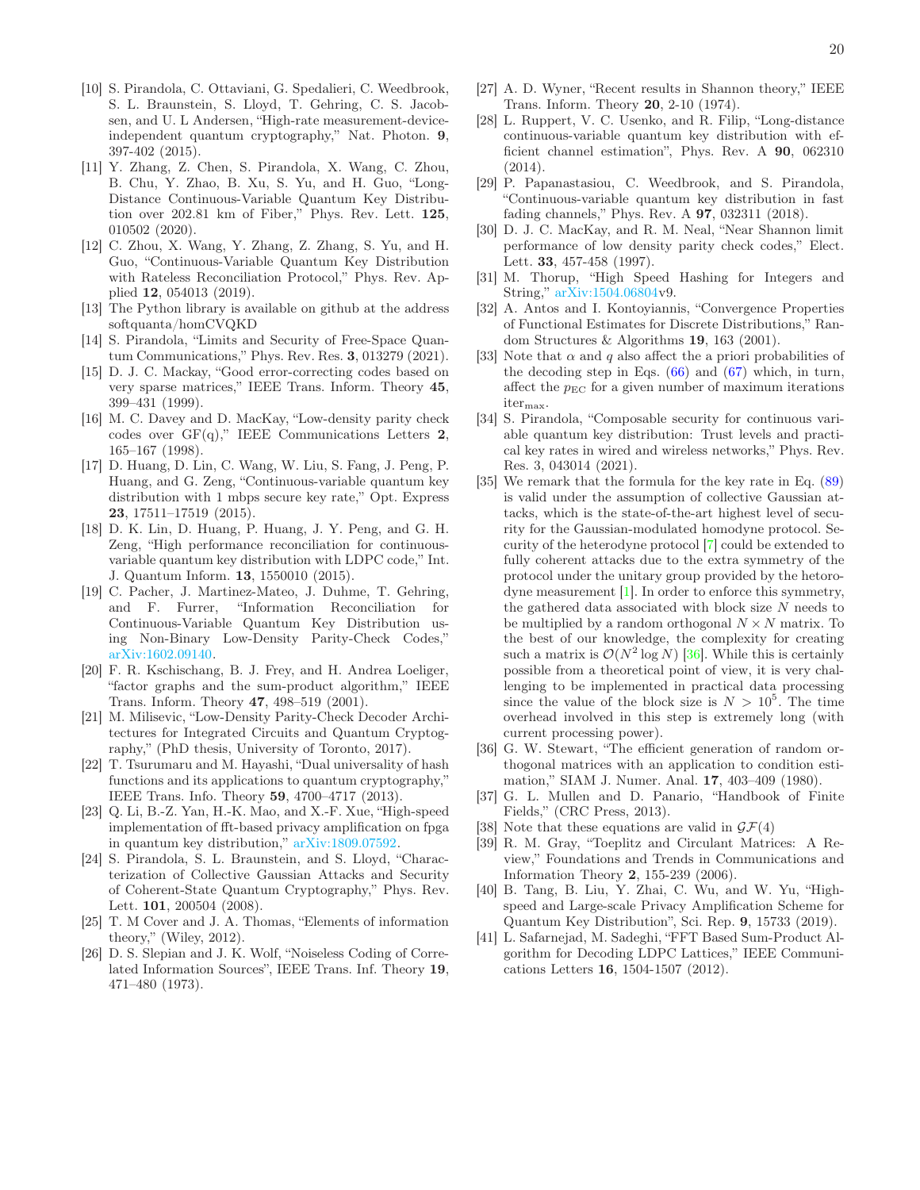[10] S. Pirandola, C. Ottaviani, G. Spedalieri, C. Weedbrook, S. L. Braunstein, S. Lloyd, T. Gehring, C. S. Jacobsen, and U. L Andersen, "High-rate measurement-device-independent quantum cryptography," Nat. Photon. **9**, 397-402 (2015).

[11] Y. Zhang, Z. Chen, S. Pirandola, X. Wang, C. Zhou, B. Chu, Y. Zhao, B. Xu, S. Yu, and H. Guo, "Long-Distance Continuous-Variable Quantum Key Distribution over 202.81 km of Fiber," Phys. Rev. Lett. **125**, 010502 (2020).

[12] C. Zhou, X. Wang, Y. Zhang, Z. Zhang, S. Yu, and H. Guo, "Continuous-Variable Quantum Key Distribution with Rateless Reconciliation Protocol," Phys. Rev. Applied **12**, 054013 (2019).

[13] The Python library is available on github at the address softquanta/homCVQKD

[14] S. Pirandola, "Limits and Security of Free-Space Quantum Communications," Phys. Rev. Res. **3**, 013279 (2021).

[15] D. J. C. Mackay, "Good error-correcting codes based on very sparse matrices," IEEE Trans. Inform. Theory **45**, 399–431 (1999).

[16] M. C. Davey and D. MacKay, "Low-density parity check codes over GF(q)," IEEE Communications Letters **2**, 165–167 (1998).

[17] D. Huang, D. Lin, C. Wang, W. Liu, S. Fang, J. Peng, P. Huang, and G. Zeng, "Continuous-variable quantum key distribution with 1 mbps secure key rate," Opt. Express **23**, 17511–17519 (2015).

[18] D. K. Lin, D. Huang, P. Huang, J. Y. Peng, and G. H. Zeng, "High performance reconciliation for continuous-variable quantum key distribution with LDPC code," Int. J. Quantum Inform. **13**, 1550010 (2015).

[19] C. Pacher, J. Martinez-Mateo, J. Duhme, T. Gehring, and F. Furrer, "Information Reconciliation for Continuous-Variable Quantum Key Distribution using Non-Binary Low-Density Parity-Check Codes," arXiv:1602.09140.

[20] F. R. Kschischang, B. J. Frey, and H. Andrea Loeliger, "factor graphs and the sum-product algorithm," IEEE Trans. Inform. Theory **47**, 498–519 (2001).

[21] M. Milisevic, "Low-Density Parity-Check Decoder Architectures for Integrated Circuits and Quantum Cryptography," (PhD thesis, University of Toronto, 2017).

[22] T. Tsurumaru and M. Hayashi, "Dual universality of hash functions and its applications to quantum cryptography," IEEE Trans. Info. Theory **59**, 4700–4717 (2013).

[23] Q. Li, B.-Z. Yan, H.-K. Mao, and X.-F. Xue, "High-speed implementation of fft-based privacy amplification on fpga in quantum key distribution," arXiv:1809.07592.

[24] S. Pirandola, S. L. Braunstein, and S. Lloyd, "Characterization of Collective Gaussian Attacks and Security of Coherent-State Quantum Cryptography," Phys. Rev. Lett. **101**, 200504 (2008).

[25] T. M Cover and J. A. Thomas, "Elements of information theory," (Wiley, 2012).

[26] D. S. Slepian and J. K. Wolf, "Noiseless Coding of Correlated Information Sources", IEEE Trans. Inf. Theory **19**, 471–480 (1973).

[27] A. D. Wyner, "Recent results in Shannon theory," IEEE Trans. Inform. Theory **20**, 2-10 (1974).

[28] L. Ruppert, V. C. Usenko, and R. Filip, "Long-distance continuous-variable quantum key distribution with efficient channel estimation", Phys. Rev. A **90**, 062310 (2014).

[29] P. Papanastasiou, C. Weedbrook, and S. Pirandola, "Continuous-variable quantum key distribution in fast fading channels," Phys. Rev. A **97**, 032311 (2018).

[30] D. J. C. MacKay, and R. M. Neal, "Near Shannon limit performance of low density parity check codes," Elect. Lett. **33**, 457-458 (1997).

[31] M. Thorup, "High Speed Hashing for Integers and String," arXiv:1504.06804v9.

[32] A. Antos and I. Kontoyiannis, "Convergence Properties of Functional Estimates for Discrete Distributions," Random Structures & Algorithms **19**, 163 (2001).

[33] Note that $\alpha$ and $q$ also affect the a priori probabilities of the decoding step in Eqs. (66) and (67) which, in turn, affect the $p_{\rm EC}$ for a given number of maximum iterations $\text{iter}_{\max}$.

[34] S. Pirandola, "Composable security for continuous variable quantum key distribution: Trust levels and practical key rates in wired and wireless networks," Phys. Rev. Res. 3, 043014 (2021).

[35] We remark that the formula for the key rate in Eq. (89) is valid under the assumption of collective Gaussian attacks, which is the state-of-the-art highest level of security for the Gaussian-modulated homodyne protocol. Security of the heterodyne protocol [7] could be extended to fully coherent attacks due to the extra symmetry of the protocol under the unitary group provided by the hetorodyne measurement [1]. In order to enforce this symmetry, the gathered data associated with block size $N$ needs to be multiplied by a random orthogonal $N \times N$ matrix. To the best of our knowledge, the complexity for creating such a matrix is $\mathcal{O}(N^2 \log N)$ [36]. While this is certainly possible from a theoretical point of view, it is very challenging to be implemented in practical data processing since the value of the block size is $N > 10^5$. The time overhead involved in this step is extremely long (with current processing power).

[36] G. W. Stewart, "The efficient generation of random orthogonal matrices with an application to condition estimation," SIAM J. Numer. Anal. **17**, 403–409 (1980).

[37] G. L. Mullen and D. Panario, "Handbook of Finite Fields," (CRC Press, 2013).

[38] Note that these equations are valid in $\mathcal{GF}(4)$

[39] R. M. Gray, "Toeplitz and Circulant Matrices: A Review," Foundations and Trends in Communications and Information Theory **2**, 155-239 (2006).

[40] B. Tang, B. Liu, Y. Zhai, C. Wu, and W. Yu, "High-speed and Large-scale Privacy Amplification Scheme for Quantum Key Distribution", Sci. Rep. **9**, 15733 (2019).

[41] L. Safarnejad, M. Sadeghi, "FFT Based Sum-Product Algorithm for Decoding LDPC Lattices," IEEE Communications Letters **16**, 1504-1507 (2012).